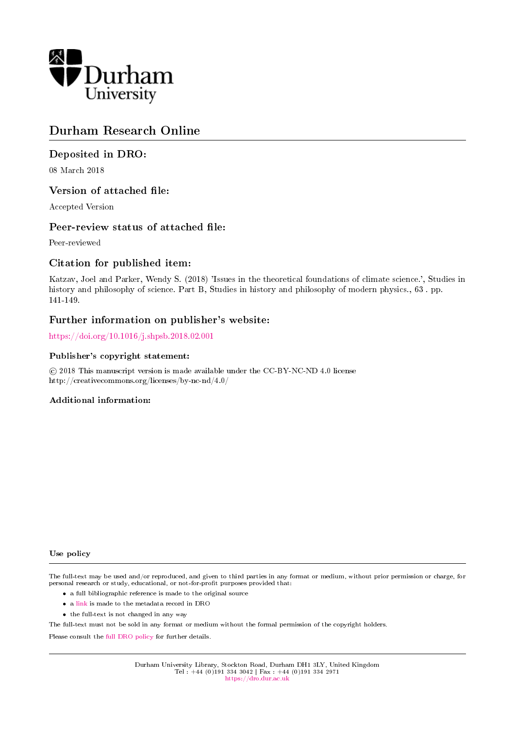Durham University

# Durham Research Online

## Deposited in DRO:

08 March 2018

## Version of attached file:

Accepted Version

## Peer-review status of attached file:

Peer-reviewed

## Citation for published item:

Katzav, Joel and Parker, Wendy S. (2018) 'Issues in the theoretical foundations of climate science.', Studies in history and philosophy of science. Part B, Studies in history and philosophy of modern physics., 63 . pp. 141-149.

## Further information on publisher's website:

https://doi.org/10.1016/j.shpsb.2018.02.001

### Publisher's copyright statement:

© 2018 This manuscript version is made available under the CC-BY-NC-ND 4.0 license http://creativecommons.org/licenses/by-nc-nd/4.0/

### Additional information:

### Use policy

The full-text may be used and/or reproduced, and given to third parties in any format or medium, without prior permission or charge, for personal research or study, educational, or not-for-profit purposes provided that:

- a full bibliographic reference is made to the original source
- a link is made to the metadata record in DRO
- the full-text is not changed in any way

The full-text must not be sold in any format or medium without the formal permission of the copyright holders.

Please consult the full DRO policy for further details.

Durham University Library, Stockton Road, Durham DH1 3LY, United Kingdom
Tel : +44 (0)191 334 3042 | Fax : +44 (0)191 334 2971
https://dro.dur.ac.uk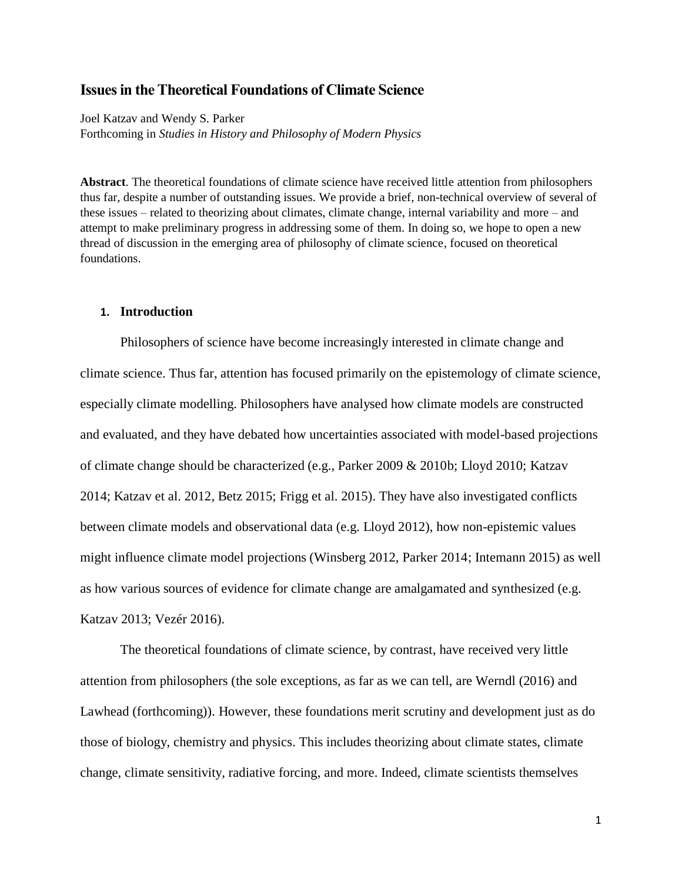# Issues in the Theoretical Foundations of Climate Science

Joel Katzav and Wendy S. Parker
Forthcoming in *Studies in History and Philosophy of Modern Physics*

**Abstract**. The theoretical foundations of climate science have received little attention from philosophers thus far, despite a number of outstanding issues. We provide a brief, non-technical overview of several of these issues – related to theorizing about climates, climate change, internal variability and more – and attempt to make preliminary progress in addressing some of them. In doing so, we hope to open a new thread of discussion in the emerging area of philosophy of climate science, focused on theoretical foundations.

## 1. Introduction

Philosophers of science have become increasingly interested in climate change and climate science. Thus far, attention has focused primarily on the epistemology of climate science, especially climate modelling. Philosophers have analysed how climate models are constructed and evaluated, and they have debated how uncertainties associated with model-based projections of climate change should be characterized (e.g., Parker 2009 & 2010b; Lloyd 2010; Katzav 2014; Katzav et al. 2012, Betz 2015; Frigg et al. 2015). They have also investigated conflicts between climate models and observational data (e.g. Lloyd 2012), how non-epistemic values might influence climate model projections (Winsberg 2012, Parker 2014; Intemann 2015) as well as how various sources of evidence for climate change are amalgamated and synthesized (e.g. Katzav 2013; Vezér 2016).

The theoretical foundations of climate science, by contrast, have received very little attention from philosophers (the sole exceptions, as far as we can tell, are Werndl (2016) and Lawhead (forthcoming)). However, these foundations merit scrutiny and development just as do those of biology, chemistry and physics. This includes theorizing about climate states, climate change, climate sensitivity, radiative forcing, and more. Indeed, climate scientists themselves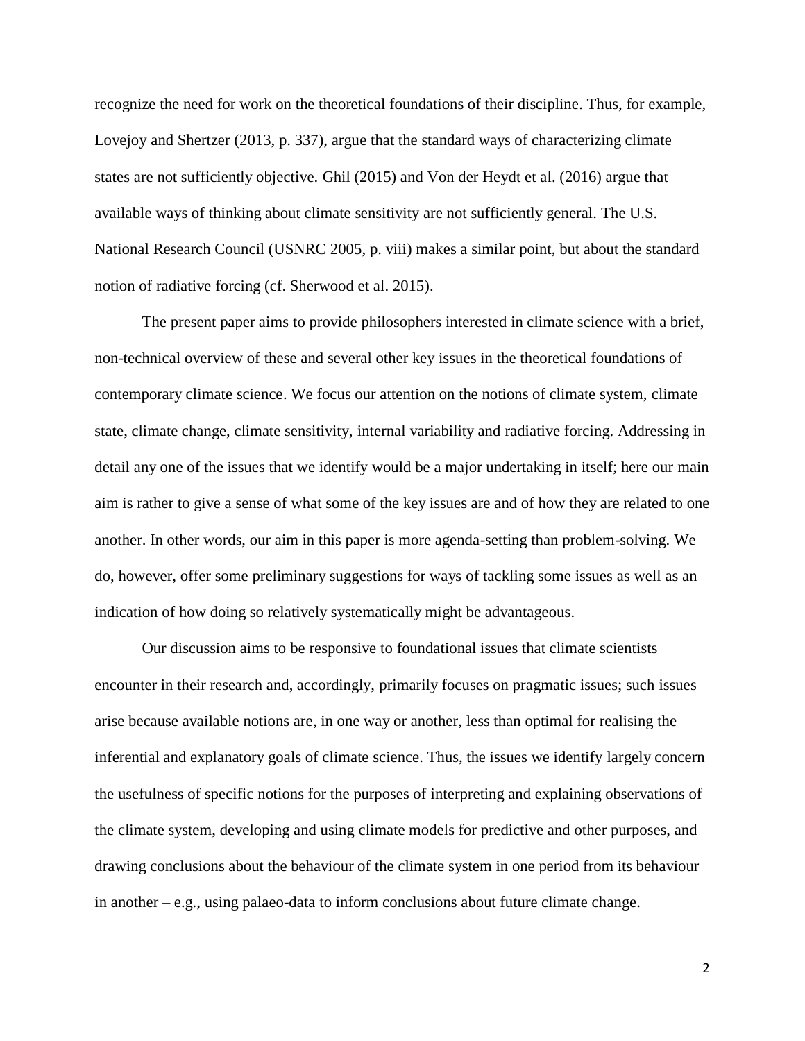recognize the need for work on the theoretical foundations of their discipline. Thus, for example, Lovejoy and Shertzer (2013, p. 337), argue that the standard ways of characterizing climate states are not sufficiently objective. Ghil (2015) and Von der Heydt et al. (2016) argue that available ways of thinking about climate sensitivity are not sufficiently general. The U.S. National Research Council (USNRC 2005, p. viii) makes a similar point, but about the standard notion of radiative forcing (cf. Sherwood et al. 2015).

The present paper aims to provide philosophers interested in climate science with a brief, non-technical overview of these and several other key issues in the theoretical foundations of contemporary climate science. We focus our attention on the notions of climate system, climate state, climate change, climate sensitivity, internal variability and radiative forcing. Addressing in detail any one of the issues that we identify would be a major undertaking in itself; here our main aim is rather to give a sense of what some of the key issues are and of how they are related to one another. In other words, our aim in this paper is more agenda-setting than problem-solving. We do, however, offer some preliminary suggestions for ways of tackling some issues as well as an indication of how doing so relatively systematically might be advantageous.

Our discussion aims to be responsive to foundational issues that climate scientists encounter in their research and, accordingly, primarily focuses on pragmatic issues; such issues arise because available notions are, in one way or another, less than optimal for realising the inferential and explanatory goals of climate science. Thus, the issues we identify largely concern the usefulness of specific notions for the purposes of interpreting and explaining observations of the climate system, developing and using climate models for predictive and other purposes, and drawing conclusions about the behaviour of the climate system in one period from its behaviour in another – e.g., using palaeo-data to inform conclusions about future climate change.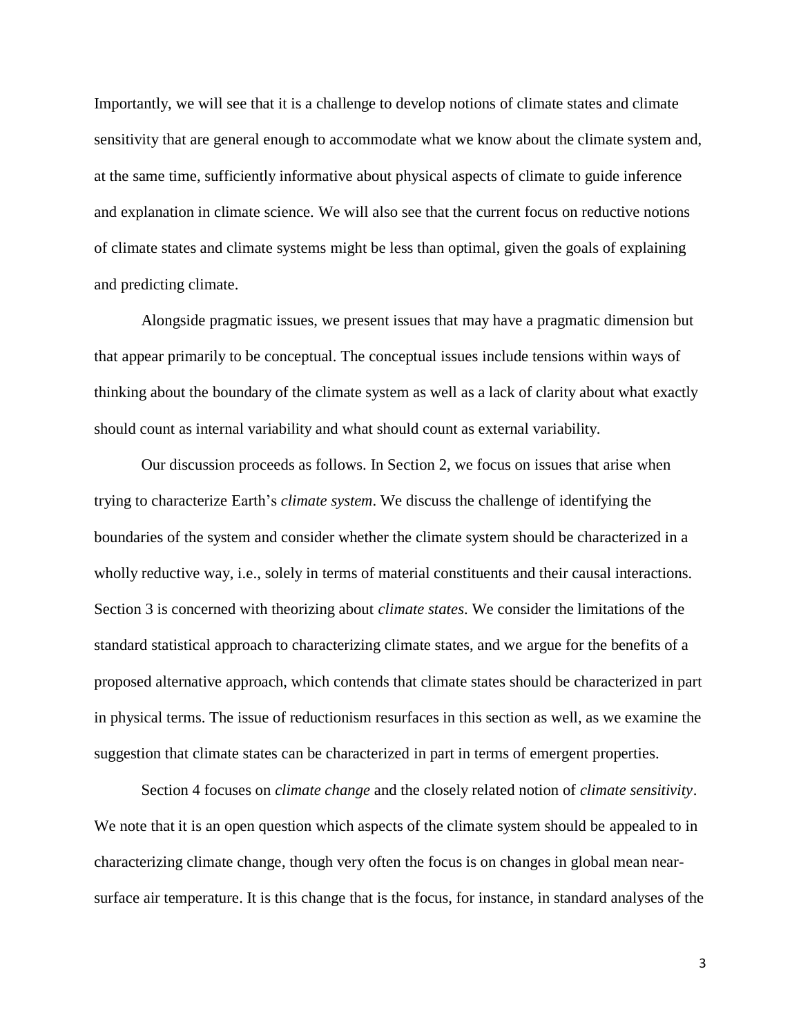Importantly, we will see that it is a challenge to develop notions of climate states and climate sensitivity that are general enough to accommodate what we know about the climate system and, at the same time, sufficiently informative about physical aspects of climate to guide inference and explanation in climate science. We will also see that the current focus on reductive notions of climate states and climate systems might be less than optimal, given the goals of explaining and predicting climate.

Alongside pragmatic issues, we present issues that may have a pragmatic dimension but that appear primarily to be conceptual. The conceptual issues include tensions within ways of thinking about the boundary of the climate system as well as a lack of clarity about what exactly should count as internal variability and what should count as external variability.

Our discussion proceeds as follows. In Section 2, we focus on issues that arise when trying to characterize Earth's *climate system*. We discuss the challenge of identifying the boundaries of the system and consider whether the climate system should be characterized in a wholly reductive way, i.e., solely in terms of material constituents and their causal interactions. Section 3 is concerned with theorizing about *climate states*. We consider the limitations of the standard statistical approach to characterizing climate states, and we argue for the benefits of a proposed alternative approach, which contends that climate states should be characterized in part in physical terms. The issue of reductionism resurfaces in this section as well, as we examine the suggestion that climate states can be characterized in part in terms of emergent properties.

Section 4 focuses on *climate change* and the closely related notion of *climate sensitivity*. We note that it is an open question which aspects of the climate system should be appealed to in characterizing climate change, though very often the focus is on changes in global mean near-surface air temperature. It is this change that is the focus, for instance, in standard analyses of the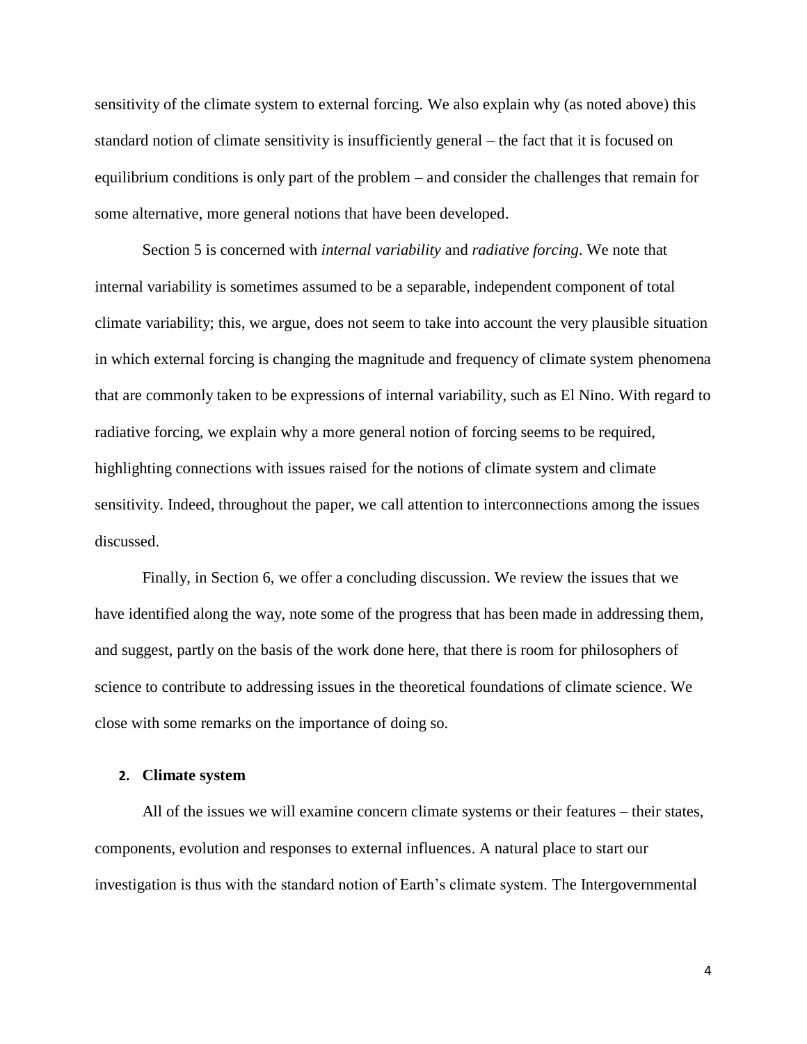sensitivity of the climate system to external forcing. We also explain why (as noted above) this standard notion of climate sensitivity is insufficiently general – the fact that it is focused on equilibrium conditions is only part of the problem – and consider the challenges that remain for some alternative, more general notions that have been developed.

Section 5 is concerned with *internal variability* and *radiative forcing*. We note that internal variability is sometimes assumed to be a separable, independent component of total climate variability; this, we argue, does not seem to take into account the very plausible situation in which external forcing is changing the magnitude and frequency of climate system phenomena that are commonly taken to be expressions of internal variability, such as El Nino. With regard to radiative forcing, we explain why a more general notion of forcing seems to be required, highlighting connections with issues raised for the notions of climate system and climate sensitivity. Indeed, throughout the paper, we call attention to interconnections among the issues discussed.

Finally, in Section 6, we offer a concluding discussion. We review the issues that we have identified along the way, note some of the progress that has been made in addressing them, and suggest, partly on the basis of the work done here, that there is room for philosophers of science to contribute to addressing issues in the theoretical foundations of climate science. We close with some remarks on the importance of doing so.

## 2. Climate system

All of the issues we will examine concern climate systems or their features – their states, components, evolution and responses to external influences. A natural place to start our investigation is thus with the standard notion of Earth's climate system. The Intergovernmental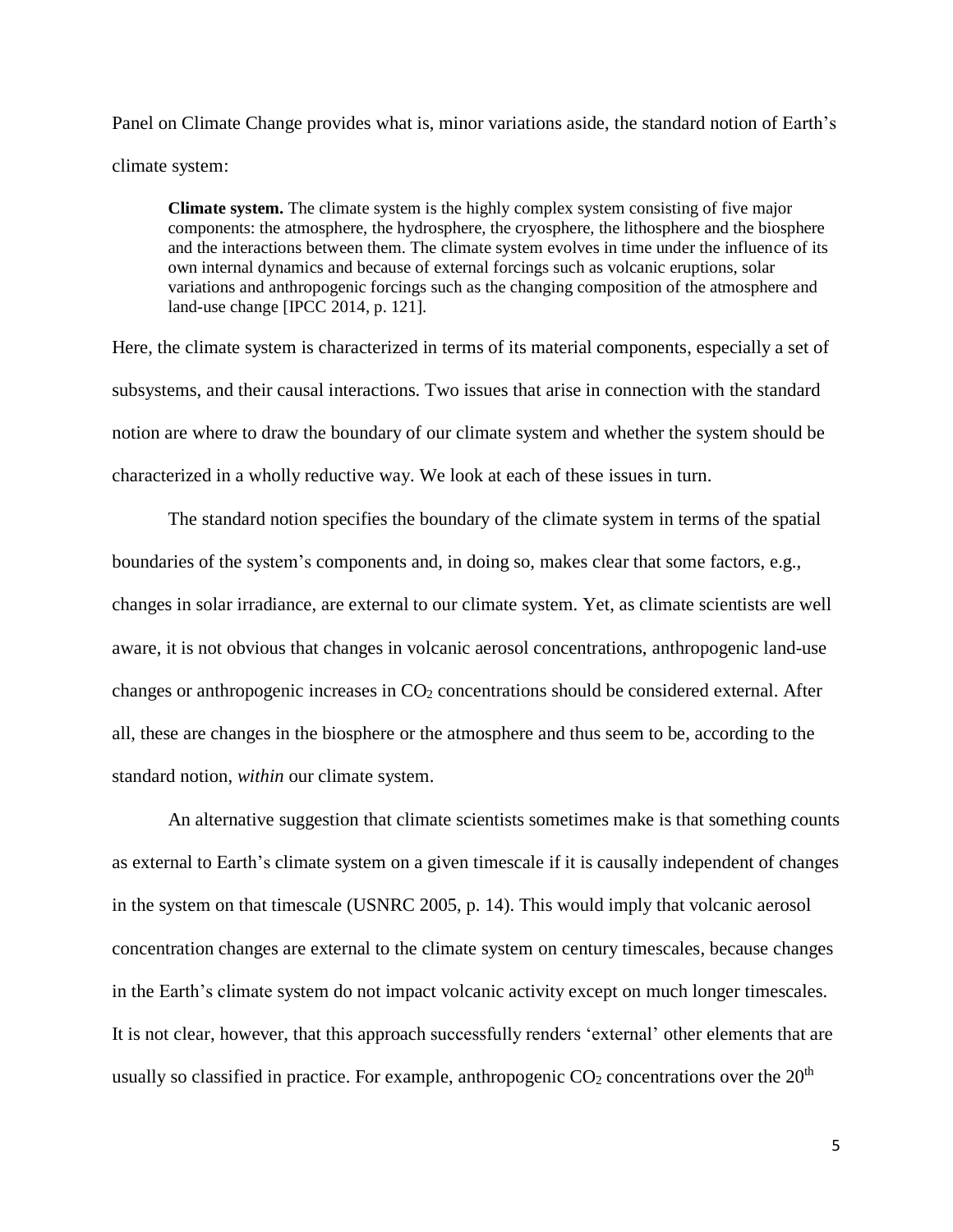Panel on Climate Change provides what is, minor variations aside, the standard notion of Earth's climate system:

> **Climate system.** The climate system is the highly complex system consisting of five major components: the atmosphere, the hydrosphere, the cryosphere, the lithosphere and the biosphere and the interactions between them. The climate system evolves in time under the influence of its own internal dynamics and because of external forcings such as volcanic eruptions, solar variations and anthropogenic forcings such as the changing composition of the atmosphere and land-use change [IPCC 2014, p. 121].

Here, the climate system is characterized in terms of its material components, especially a set of subsystems, and their causal interactions. Two issues that arise in connection with the standard notion are where to draw the boundary of our climate system and whether the system should be characterized in a wholly reductive way. We look at each of these issues in turn.

The standard notion specifies the boundary of the climate system in terms of the spatial boundaries of the system's components and, in doing so, makes clear that some factors, e.g., changes in solar irradiance, are external to our climate system. Yet, as climate scientists are well aware, it is not obvious that changes in volcanic aerosol concentrations, anthropogenic land-use changes or anthropogenic increases in $CO_2$ concentrations should be considered external. After all, these are changes in the biosphere or the atmosphere and thus seem to be, according to the standard notion, *within* our climate system.

An alternative suggestion that climate scientists sometimes make is that something counts as external to Earth's climate system on a given timescale if it is causally independent of changes in the system on that timescale (USNRC 2005, p. 14). This would imply that volcanic aerosol concentration changes are external to the climate system on century timescales, because changes in the Earth's climate system do not impact volcanic activity except on much longer timescales. It is not clear, however, that this approach successfully renders 'external' other elements that are usually so classified in practice. For example, anthropogenic $CO_2$ concentrations over the 20$^{th}$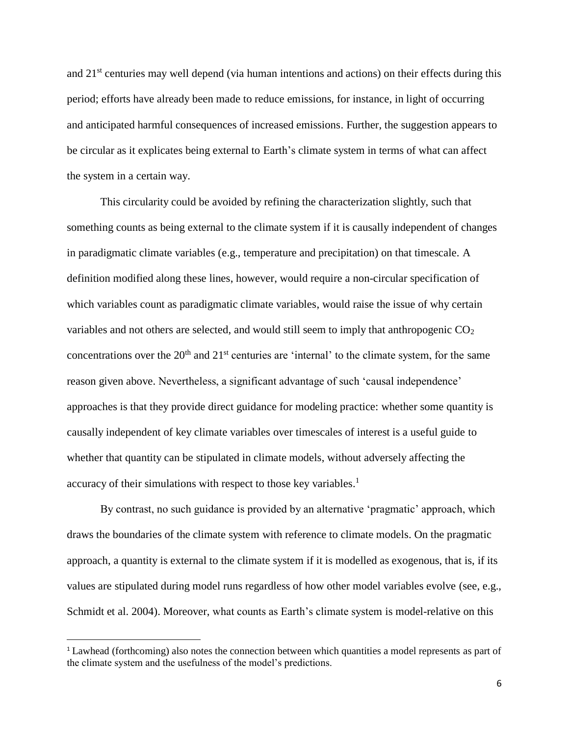and 21st centuries may well depend (via human intentions and actions) on their effects during this period; efforts have already been made to reduce emissions, for instance, in light of occurring and anticipated harmful consequences of increased emissions. Further, the suggestion appears to be circular as it explicates being external to Earth's climate system in terms of what can affect the system in a certain way.

This circularity could be avoided by refining the characterization slightly, such that something counts as being external to the climate system if it is causally independent of changes in paradigmatic climate variables (e.g., temperature and precipitation) on that timescale. A definition modified along these lines, however, would require a non-circular specification of which variables count as paradigmatic climate variables, would raise the issue of why certain variables and not others are selected, and would still seem to imply that anthropogenic $CO_2$ concentrations over the 20th and 21st centuries are 'internal' to the climate system, for the same reason given above. Nevertheless, a significant advantage of such 'causal independence' approaches is that they provide direct guidance for modeling practice: whether some quantity is causally independent of key climate variables over timescales of interest is a useful guide to whether that quantity can be stipulated in climate models, without adversely affecting the accuracy of their simulations with respect to those key variables.[1]

By contrast, no such guidance is provided by an alternative 'pragmatic' approach, which draws the boundaries of the climate system with reference to climate models. On the pragmatic approach, a quantity is external to the climate system if it is modelled as exogenous, that is, if its values are stipulated during model runs regardless of how other model variables evolve (see, e.g., Schmidt et al. 2004). Moreover, what counts as Earth's climate system is model-relative on this

[1] Lawhead (forthcoming) also notes the connection between which quantities a model represents as part of the climate system and the usefulness of the model's predictions.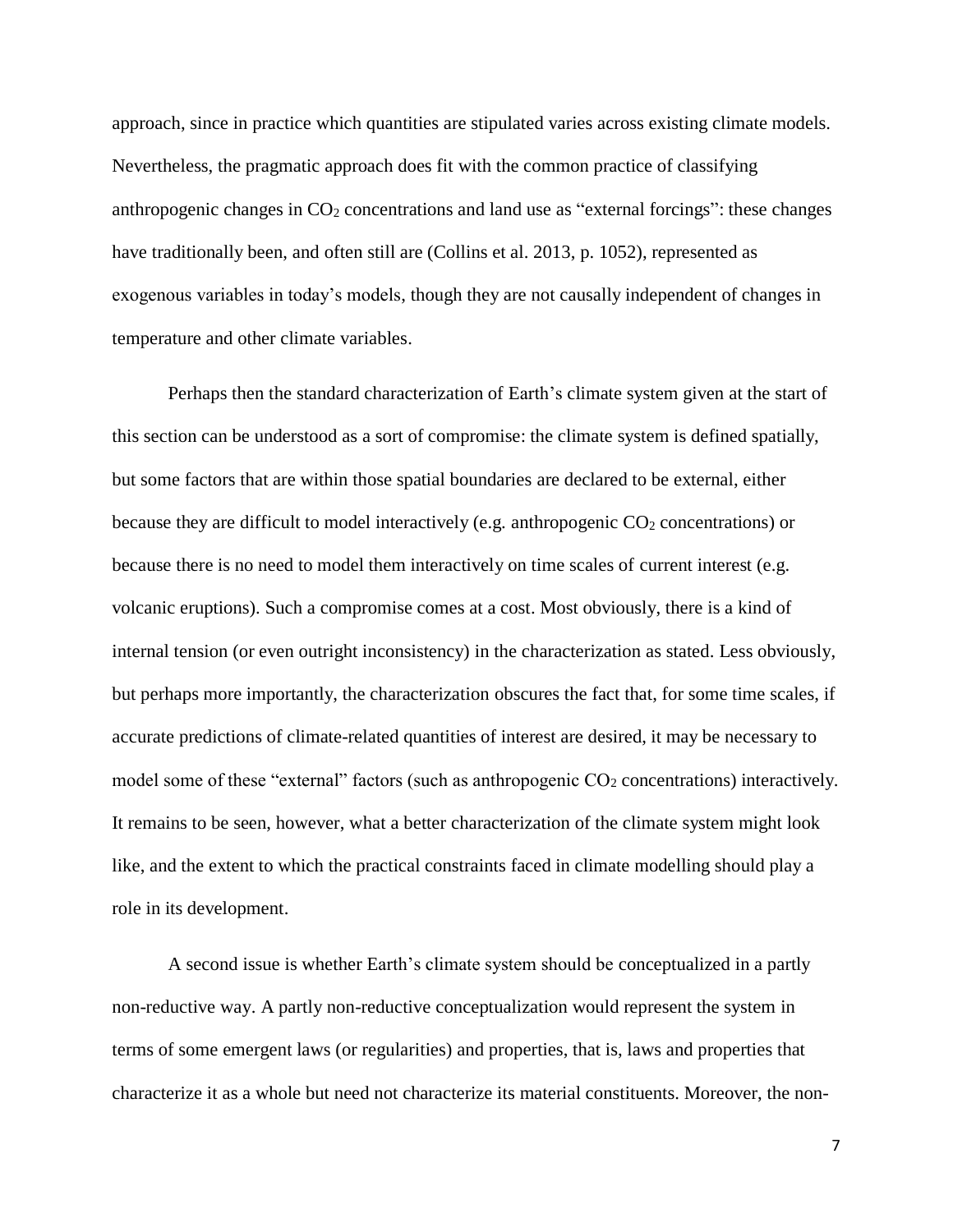approach, since in practice which quantities are stipulated varies across existing climate models. Nevertheless, the pragmatic approach does fit with the common practice of classifying anthropogenic changes in $CO_2$ concentrations and land use as "external forcings": these changes have traditionally been, and often still are (Collins et al. 2013, p. 1052), represented as exogenous variables in today's models, though they are not causally independent of changes in temperature and other climate variables.

Perhaps then the standard characterization of Earth's climate system given at the start of this section can be understood as a sort of compromise: the climate system is defined spatially, but some factors that are within those spatial boundaries are declared to be external, either because they are difficult to model interactively (e.g. anthropogenic $CO_2$ concentrations) or because there is no need to model them interactively on time scales of current interest (e.g. volcanic eruptions). Such a compromise comes at a cost. Most obviously, there is a kind of internal tension (or even outright inconsistency) in the characterization as stated. Less obviously, but perhaps more importantly, the characterization obscures the fact that, for some time scales, if accurate predictions of climate-related quantities of interest are desired, it may be necessary to model some of these "external" factors (such as anthropogenic $CO_2$ concentrations) interactively. It remains to be seen, however, what a better characterization of the climate system might look like, and the extent to which the practical constraints faced in climate modelling should play a role in its development.

A second issue is whether Earth's climate system should be conceptualized in a partly non-reductive way. A partly non-reductive conceptualization would represent the system in terms of some emergent laws (or regularities) and properties, that is, laws and properties that characterize it as a whole but need not characterize its material constituents. Moreover, the non-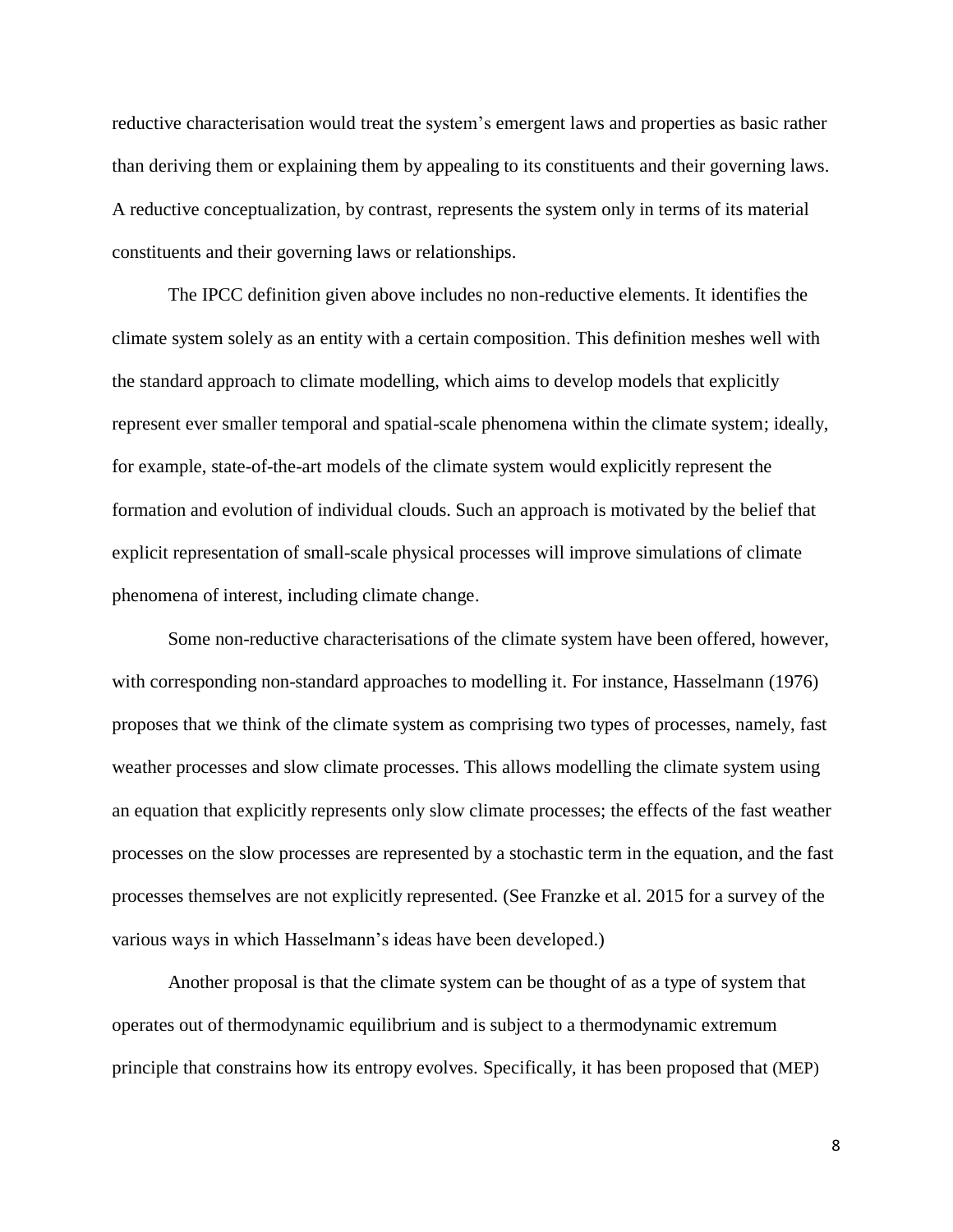reductive characterisation would treat the system's emergent laws and properties as basic rather than deriving them or explaining them by appealing to its constituents and their governing laws. A reductive conceptualization, by contrast, represents the system only in terms of its material constituents and their governing laws or relationships.

The IPCC definition given above includes no non-reductive elements. It identifies the climate system solely as an entity with a certain composition. This definition meshes well with the standard approach to climate modelling, which aims to develop models that explicitly represent ever smaller temporal and spatial-scale phenomena within the climate system; ideally, for example, state-of-the-art models of the climate system would explicitly represent the formation and evolution of individual clouds. Such an approach is motivated by the belief that explicit representation of small-scale physical processes will improve simulations of climate phenomena of interest, including climate change.

Some non-reductive characterisations of the climate system have been offered, however, with corresponding non-standard approaches to modelling it. For instance, Hasselmann (1976) proposes that we think of the climate system as comprising two types of processes, namely, fast weather processes and slow climate processes. This allows modelling the climate system using an equation that explicitly represents only slow climate processes; the effects of the fast weather processes on the slow processes are represented by a stochastic term in the equation, and the fast processes themselves are not explicitly represented. (See Franzke et al. 2015 for a survey of the various ways in which Hasselmann's ideas have been developed.)

Another proposal is that the climate system can be thought of as a type of system that operates out of thermodynamic equilibrium and is subject to a thermodynamic extremum principle that constrains how its entropy evolves. Specifically, it has been proposed that (MEP)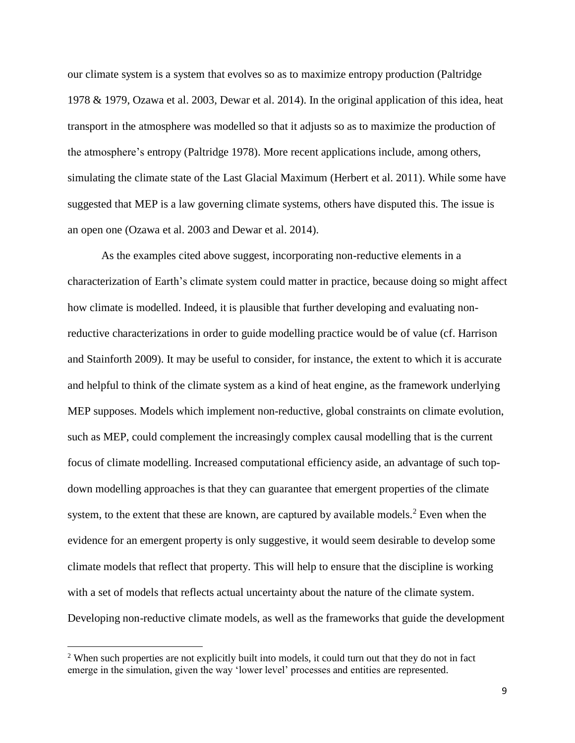our climate system is a system that evolves so as to maximize entropy production (Paltridge 1978 & 1979, Ozawa et al. 2003, Dewar et al. 2014). In the original application of this idea, heat transport in the atmosphere was modelled so that it adjusts so as to maximize the production of the atmosphere's entropy (Paltridge 1978). More recent applications include, among others, simulating the climate state of the Last Glacial Maximum (Herbert et al. 2011). While some have suggested that MEP is a law governing climate systems, others have disputed this. The issue is an open one (Ozawa et al. 2003 and Dewar et al. 2014).

As the examples cited above suggest, incorporating non-reductive elements in a characterization of Earth's climate system could matter in practice, because doing so might affect how climate is modelled. Indeed, it is plausible that further developing and evaluating non-reductive characterizations in order to guide modelling practice would be of value (cf. Harrison and Stainforth 2009). It may be useful to consider, for instance, the extent to which it is accurate and helpful to think of the climate system as a kind of heat engine, as the framework underlying MEP supposes. Models which implement non-reductive, global constraints on climate evolution, such as MEP, could complement the increasingly complex causal modelling that is the current focus of climate modelling. Increased computational efficiency aside, an advantage of such top-down modelling approaches is that they can guarantee that emergent properties of the climate system, to the extent that these are known, are captured by available models.[2] Even when the evidence for an emergent property is only suggestive, it would seem desirable to develop some climate models that reflect that property. This will help to ensure that the discipline is working with a set of models that reflects actual uncertainty about the nature of the climate system. Developing non-reductive climate models, as well as the frameworks that guide the development

[2] When such properties are not explicitly built into models, it could turn out that they do not in fact emerge in the simulation, given the way 'lower level' processes and entities are represented.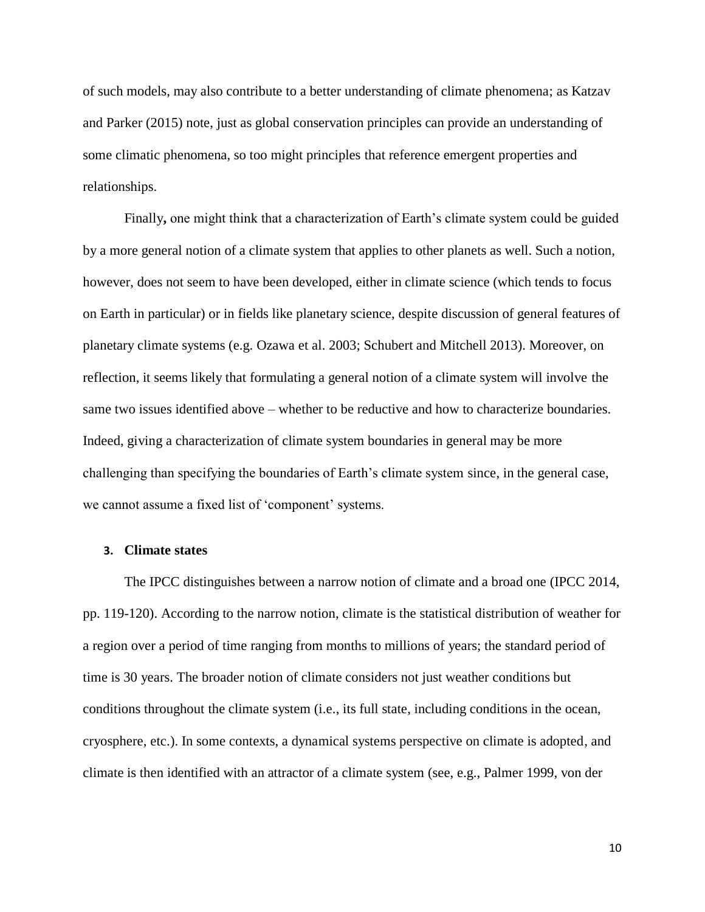of such models, may also contribute to a better understanding of climate phenomena; as Katzav and Parker (2015) note, just as global conservation principles can provide an understanding of some climatic phenomena, so too might principles that reference emergent properties and relationships.

Finally**,** one might think that a characterization of Earth's climate system could be guided by a more general notion of a climate system that applies to other planets as well. Such a notion, however, does not seem to have been developed, either in climate science (which tends to focus on Earth in particular) or in fields like planetary science, despite discussion of general features of planetary climate systems (e.g. Ozawa et al. 2003; Schubert and Mitchell 2013). Moreover, on reflection, it seems likely that formulating a general notion of a climate system will involve the same two issues identified above – whether to be reductive and how to characterize boundaries. Indeed, giving a characterization of climate system boundaries in general may be more challenging than specifying the boundaries of Earth's climate system since, in the general case, we cannot assume a fixed list of 'component' systems.

## 3. Climate states

The IPCC distinguishes between a narrow notion of climate and a broad one (IPCC 2014, pp. 119-120). According to the narrow notion, climate is the statistical distribution of weather for a region over a period of time ranging from months to millions of years; the standard period of time is 30 years. The broader notion of climate considers not just weather conditions but conditions throughout the climate system (i.e., its full state, including conditions in the ocean, cryosphere, etc.). In some contexts, a dynamical systems perspective on climate is adopted, and climate is then identified with an attractor of a climate system (see, e.g., Palmer 1999, von der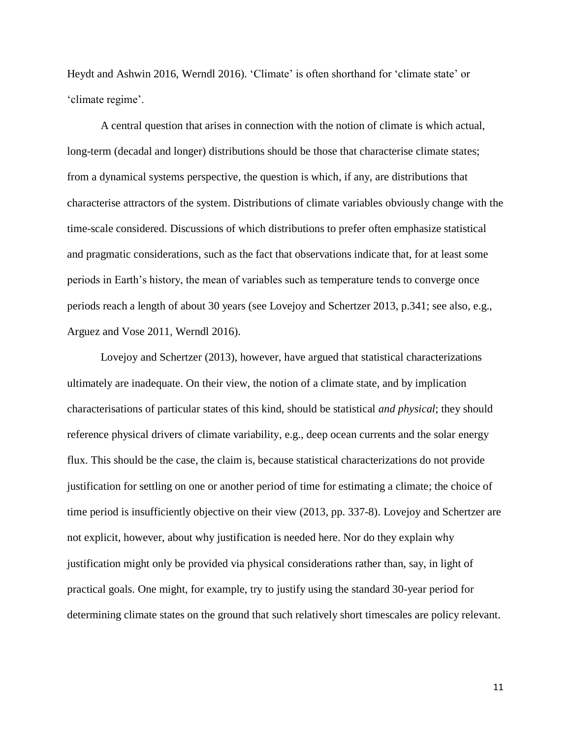Heydt and Ashwin 2016, Werndl 2016). ‘Climate’ is often shorthand for ‘climate state’ or ‘climate regime’.

A central question that arises in connection with the notion of climate is which actual, long-term (decadal and longer) distributions should be those that characterise climate states; from a dynamical systems perspective, the question is which, if any, are distributions that characterise attractors of the system. Distributions of climate variables obviously change with the time-scale considered. Discussions of which distributions to prefer often emphasize statistical and pragmatic considerations, such as the fact that observations indicate that, for at least some periods in Earth’s history, the mean of variables such as temperature tends to converge once periods reach a length of about 30 years (see Lovejoy and Schertzer 2013, p.341; see also, e.g., Arguez and Vose 2011, Werndl 2016).

Lovejoy and Schertzer (2013), however, have argued that statistical characterizations ultimately are inadequate. On their view, the notion of a climate state, and by implication characterisations of particular states of this kind, should be statistical *and physical*; they should reference physical drivers of climate variability, e.g., deep ocean currents and the solar energy flux. This should be the case, the claim is, because statistical characterizations do not provide justification for settling on one or another period of time for estimating a climate; the choice of time period is insufficiently objective on their view (2013, pp. 337-8). Lovejoy and Schertzer are not explicit, however, about why justification is needed here. Nor do they explain why justification might only be provided via physical considerations rather than, say, in light of practical goals. One might, for example, try to justify using the standard 30-year period for determining climate states on the ground that such relatively short timescales are policy relevant.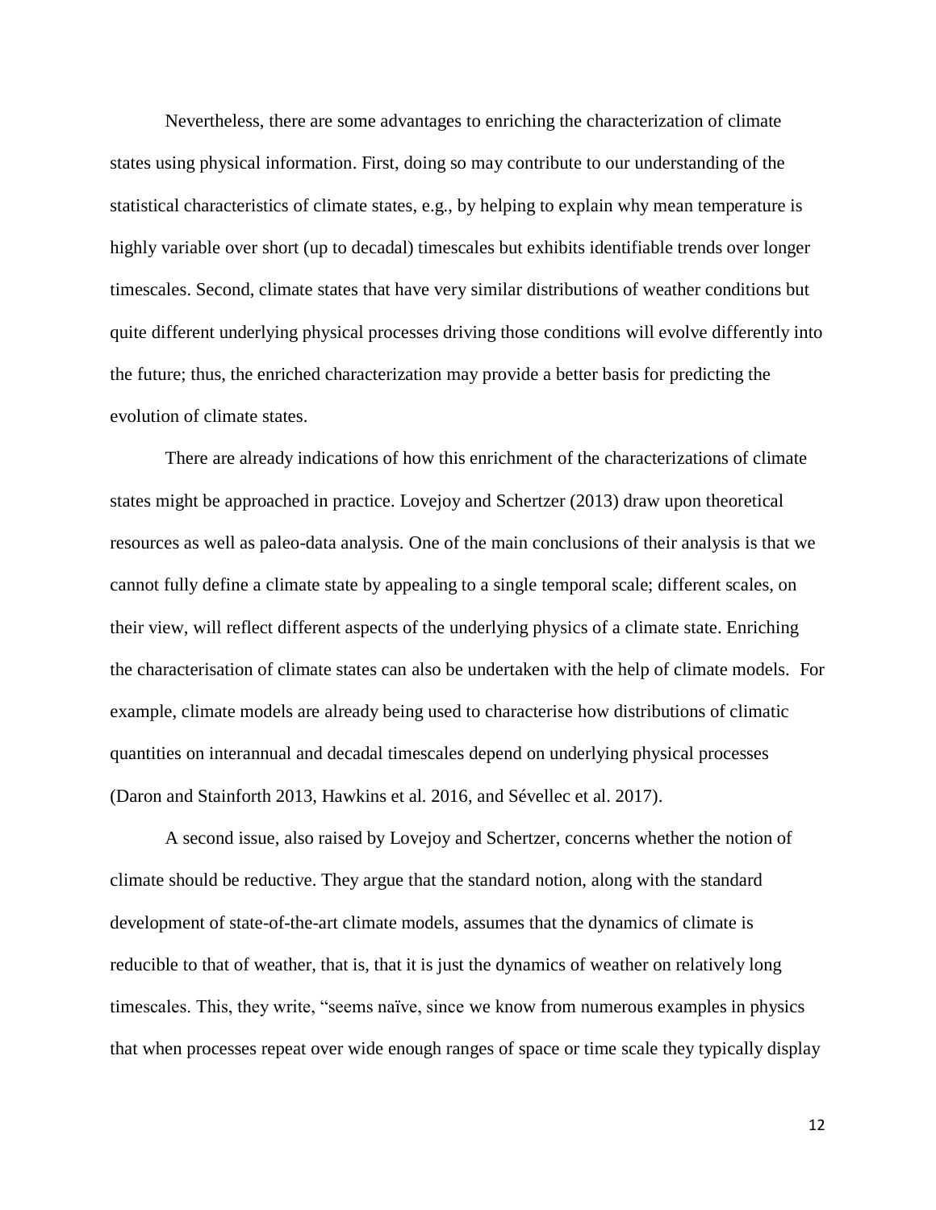Nevertheless, there are some advantages to enriching the characterization of climate states using physical information. First, doing so may contribute to our understanding of the statistical characteristics of climate states, e.g., by helping to explain why mean temperature is highly variable over short (up to decadal) timescales but exhibits identifiable trends over longer timescales. Second, climate states that have very similar distributions of weather conditions but quite different underlying physical processes driving those conditions will evolve differently into the future; thus, the enriched characterization may provide a better basis for predicting the evolution of climate states.

There are already indications of how this enrichment of the characterizations of climate states might be approached in practice. Lovejoy and Schertzer (2013) draw upon theoretical resources as well as paleo-data analysis. One of the main conclusions of their analysis is that we cannot fully define a climate state by appealing to a single temporal scale; different scales, on their view, will reflect different aspects of the underlying physics of a climate state. Enriching the characterisation of climate states can also be undertaken with the help of climate models. For example, climate models are already being used to characterise how distributions of climatic quantities on interannual and decadal timescales depend on underlying physical processes (Daron and Stainforth 2013, Hawkins et al. 2016, and Sévellec et al. 2017).

A second issue, also raised by Lovejoy and Schertzer, concerns whether the notion of climate should be reductive. They argue that the standard notion, along with the standard development of state-of-the-art climate models, assumes that the dynamics of climate is reducible to that of weather, that is, that it is just the dynamics of weather on relatively long timescales. This, they write, "seems naïve, since we know from numerous examples in physics that when processes repeat over wide enough ranges of space or time scale they typically display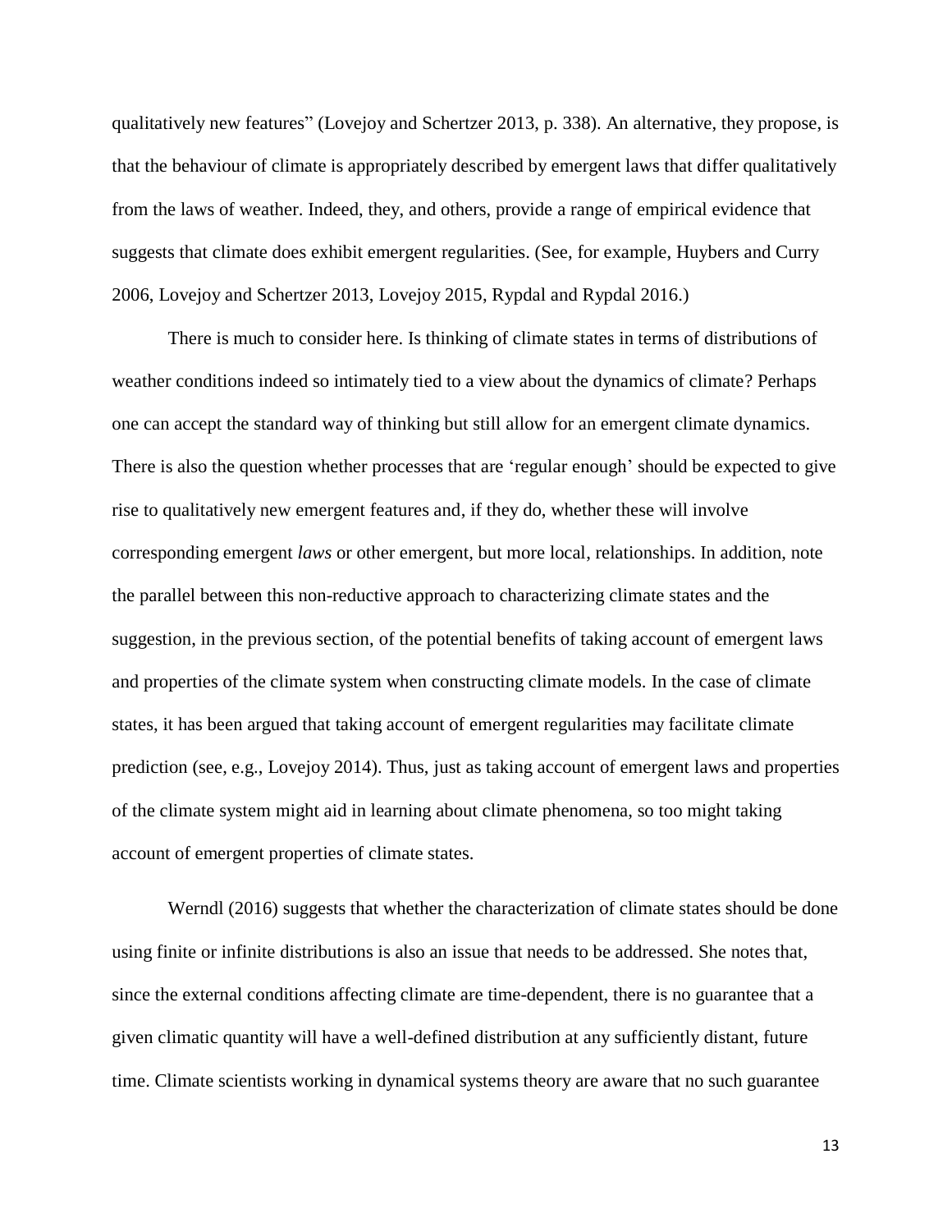qualitatively new features" (Lovejoy and Schertzer 2013, p. 338). An alternative, they propose, is that the behaviour of climate is appropriately described by emergent laws that differ qualitatively from the laws of weather. Indeed, they, and others, provide a range of empirical evidence that suggests that climate does exhibit emergent regularities. (See, for example, Huybers and Curry 2006, Lovejoy and Schertzer 2013, Lovejoy 2015, Rypdal and Rypdal 2016.)

There is much to consider here. Is thinking of climate states in terms of distributions of weather conditions indeed so intimately tied to a view about the dynamics of climate? Perhaps one can accept the standard way of thinking but still allow for an emergent climate dynamics. There is also the question whether processes that are 'regular enough' should be expected to give rise to qualitatively new emergent features and, if they do, whether these will involve corresponding emergent *laws* or other emergent, but more local, relationships. In addition, note the parallel between this non-reductive approach to characterizing climate states and the suggestion, in the previous section, of the potential benefits of taking account of emergent laws and properties of the climate system when constructing climate models. In the case of climate states, it has been argued that taking account of emergent regularities may facilitate climate prediction (see, e.g., Lovejoy 2014). Thus, just as taking account of emergent laws and properties of the climate system might aid in learning about climate phenomena, so too might taking account of emergent properties of climate states.

Werndl (2016) suggests that whether the characterization of climate states should be done using finite or infinite distributions is also an issue that needs to be addressed. She notes that, since the external conditions affecting climate are time-dependent, there is no guarantee that a given climatic quantity will have a well-defined distribution at any sufficiently distant, future time. Climate scientists working in dynamical systems theory are aware that no such guarantee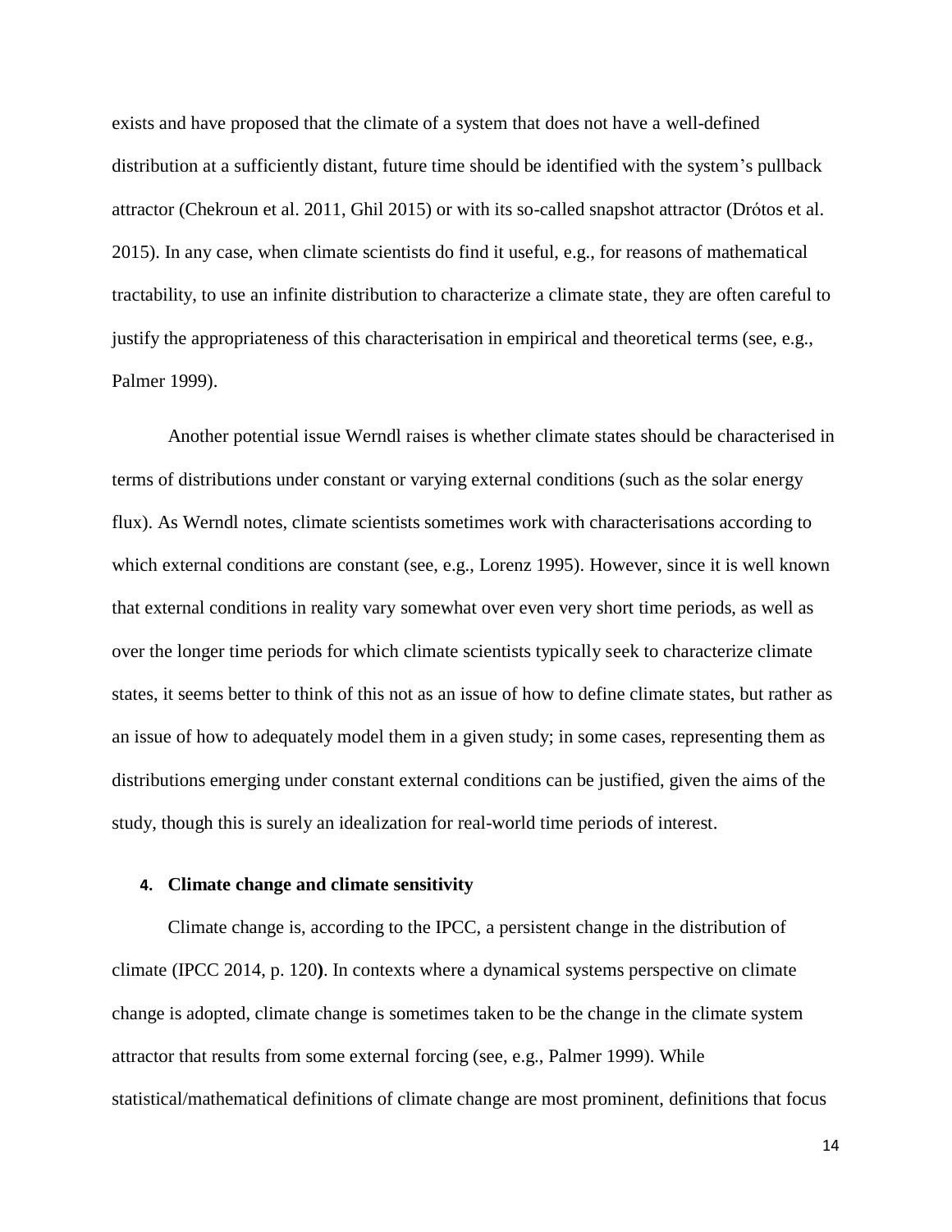exists and have proposed that the climate of a system that does not have a well-defined distribution at a sufficiently distant, future time should be identified with the system's pullback attractor (Chekroun et al. 2011, Ghil 2015) or with its so-called snapshot attractor (Drótos et al. 2015). In any case, when climate scientists do find it useful, e.g., for reasons of mathematical tractability, to use an infinite distribution to characterize a climate state, they are often careful to justify the appropriateness of this characterisation in empirical and theoretical terms (see, e.g., Palmer 1999).

Another potential issue Werndl raises is whether climate states should be characterised in terms of distributions under constant or varying external conditions (such as the solar energy flux). As Werndl notes, climate scientists sometimes work with characterisations according to which external conditions are constant (see, e.g., Lorenz 1995). However, since it is well known that external conditions in reality vary somewhat over even very short time periods, as well as over the longer time periods for which climate scientists typically seek to characterize climate states, it seems better to think of this not as an issue of how to define climate states, but rather as an issue of how to adequately model them in a given study; in some cases, representing them as distributions emerging under constant external conditions can be justified, given the aims of the study, though this is surely an idealization for real-world time periods of interest.

## 4. Climate change and climate sensitivity

Climate change is, according to the IPCC, a persistent change in the distribution of climate (IPCC 2014, p. 120**)**. In contexts where a dynamical systems perspective on climate change is adopted, climate change is sometimes taken to be the change in the climate system attractor that results from some external forcing (see, e.g., Palmer 1999). While statistical/mathematical definitions of climate change are most prominent, definitions that focus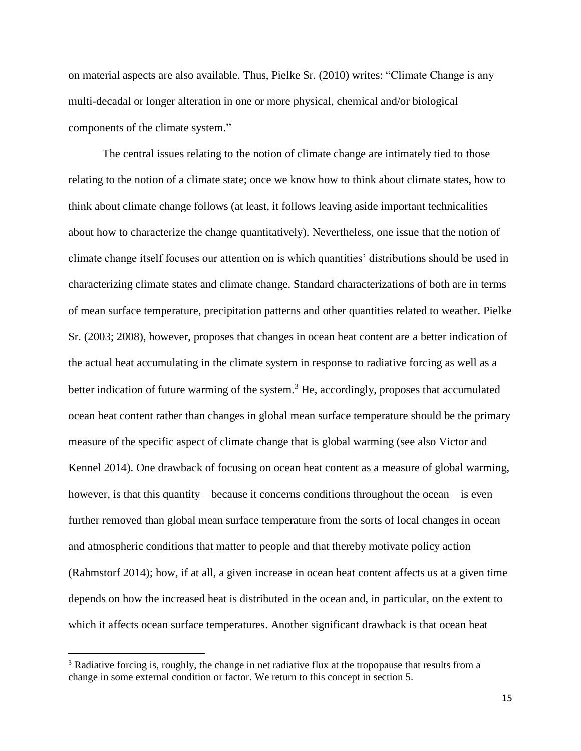on material aspects are also available. Thus, Pielke Sr. (2010) writes: "Climate Change is any multi-decadal or longer alteration in one or more physical, chemical and/or biological components of the climate system."

The central issues relating to the notion of climate change are intimately tied to those relating to the notion of a climate state; once we know how to think about climate states, how to think about climate change follows (at least, it follows leaving aside important technicalities about how to characterize the change quantitatively). Nevertheless, one issue that the notion of climate change itself focuses our attention on is which quantities' distributions should be used in characterizing climate states and climate change. Standard characterizations of both are in terms of mean surface temperature, precipitation patterns and other quantities related to weather. Pielke Sr. (2003; 2008), however, proposes that changes in ocean heat content are a better indication of the actual heat accumulating in the climate system in response to radiative forcing as well as a better indication of future warming of the system.[3] He, accordingly, proposes that accumulated ocean heat content rather than changes in global mean surface temperature should be the primary measure of the specific aspect of climate change that is global warming (see also Victor and Kennel 2014). One drawback of focusing on ocean heat content as a measure of global warming, however, is that this quantity – because it concerns conditions throughout the ocean – is even further removed than global mean surface temperature from the sorts of local changes in ocean and atmospheric conditions that matter to people and that thereby motivate policy action (Rahmstorf 2014); how, if at all, a given increase in ocean heat content affects us at a given time depends on how the increased heat is distributed in the ocean and, in particular, on the extent to which it affects ocean surface temperatures. Another significant drawback is that ocean heat

[3] Radiative forcing is, roughly, the change in net radiative flux at the tropopause that results from a change in some external condition or factor. We return to this concept in section 5.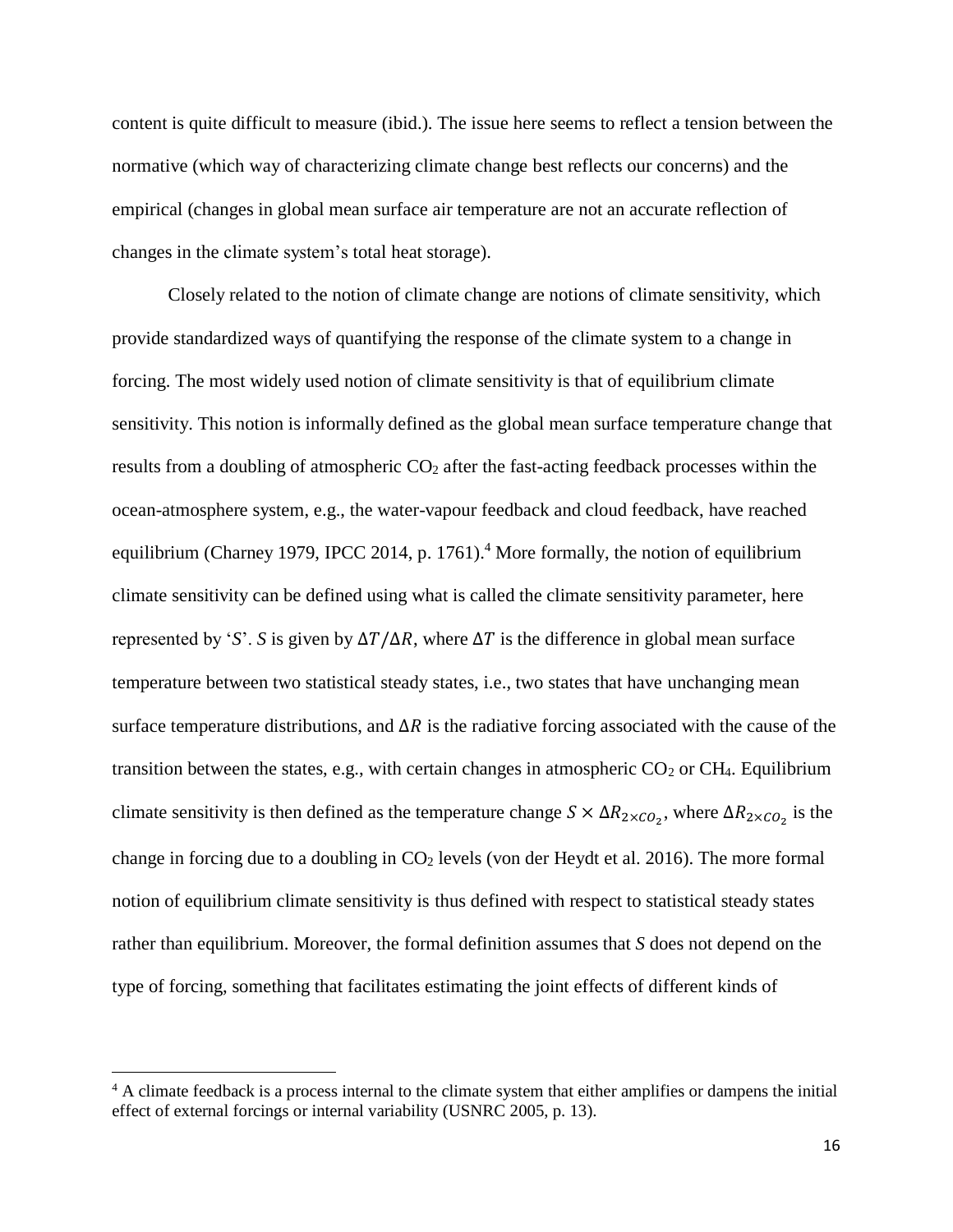content is quite difficult to measure (ibid.). The issue here seems to reflect a tension between the normative (which way of characterizing climate change best reflects our concerns) and the empirical (changes in global mean surface air temperature are not an accurate reflection of changes in the climate system's total heat storage).

Closely related to the notion of climate change are notions of climate sensitivity, which provide standardized ways of quantifying the response of the climate system to a change in forcing. The most widely used notion of climate sensitivity is that of equilibrium climate sensitivity. This notion is informally defined as the global mean surface temperature change that results from a doubling of atmospheric $CO_2$ after the fast-acting feedback processes within the ocean-atmosphere system, e.g., the water-vapour feedback and cloud feedback, have reached equilibrium (Charney 1979, IPCC 2014, p. 1761).[4] More formally, the notion of equilibrium climate sensitivity can be defined using what is called the climate sensitivity parameter, here represented by '$S$'. $S$ is given by $\Delta T/\Delta R$, where $\Delta T$ is the difference in global mean surface temperature between two statistical steady states, i.e., two states that have unchanging mean surface temperature distributions, and $\Delta R$ is the radiative forcing associated with the cause of the transition between the states, e.g., with certain changes in atmospheric $CO_2$ or $CH_4$. Equilibrium climate sensitivity is then defined as the temperature change $S \times \Delta R_{2\times CO_2}$, where $\Delta R_{2\times CO_2}$ is the change in forcing due to a doubling in $CO_2$ levels (von der Heydt et al. 2016). The more formal notion of equilibrium climate sensitivity is thus defined with respect to statistical steady states rather than equilibrium. Moreover, the formal definition assumes that *S* does not depend on the type of forcing, something that facilitates estimating the joint effects of different kinds of

---

[4] A climate feedback is a process internal to the climate system that either amplifies or dampens the initial effect of external forcings or internal variability (USNRC 2005, p. 13).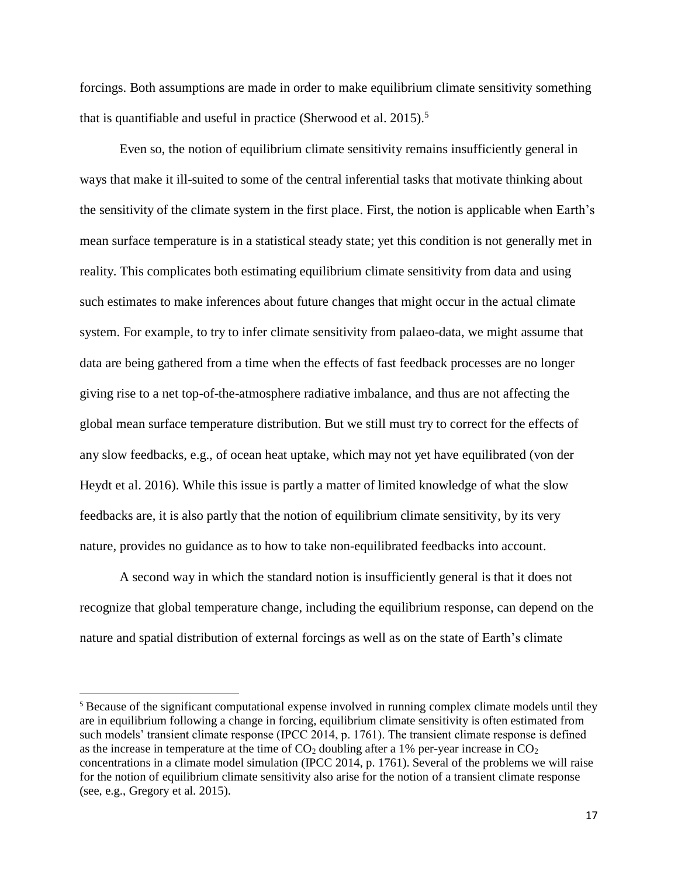forcings. Both assumptions are made in order to make equilibrium climate sensitivity something that is quantifiable and useful in practice (Sherwood et al. 2015).[5]

Even so, the notion of equilibrium climate sensitivity remains insufficiently general in ways that make it ill-suited to some of the central inferential tasks that motivate thinking about the sensitivity of the climate system in the first place. First, the notion is applicable when Earth's mean surface temperature is in a statistical steady state; yet this condition is not generally met in reality. This complicates both estimating equilibrium climate sensitivity from data and using such estimates to make inferences about future changes that might occur in the actual climate system. For example, to try to infer climate sensitivity from palaeo-data, we might assume that data are being gathered from a time when the effects of fast feedback processes are no longer giving rise to a net top-of-the-atmosphere radiative imbalance, and thus are not affecting the global mean surface temperature distribution. But we still must try to correct for the effects of any slow feedbacks, e.g., of ocean heat uptake, which may not yet have equilibrated (von der Heydt et al. 2016). While this issue is partly a matter of limited knowledge of what the slow feedbacks are, it is also partly that the notion of equilibrium climate sensitivity, by its very nature, provides no guidance as to how to take non-equilibrated feedbacks into account.

A second way in which the standard notion is insufficiently general is that it does not recognize that global temperature change, including the equilibrium response, can depend on the nature and spatial distribution of external forcings as well as on the state of Earth's climate

---

[5] Because of the significant computational expense involved in running complex climate models until they are in equilibrium following a change in forcing, equilibrium climate sensitivity is often estimated from such models' transient climate response (IPCC 2014, p. 1761). The transient climate response is defined as the increase in temperature at the time of $CO_2$ doubling after a 1% per-year increase in $CO_2$ concentrations in a climate model simulation (IPCC 2014, p. 1761). Several of the problems we will raise for the notion of equilibrium climate sensitivity also arise for the notion of a transient climate response (see, e.g., Gregory et al. 2015).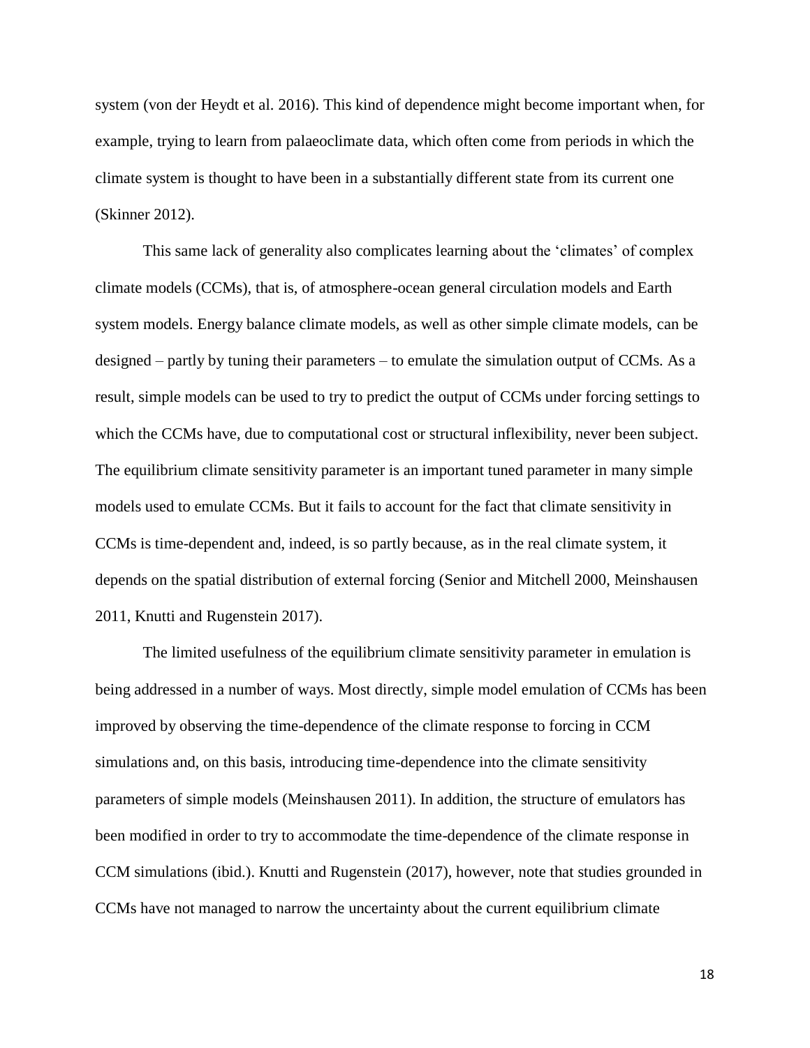system (von der Heydt et al. 2016). This kind of dependence might become important when, for example, trying to learn from palaeoclimate data, which often come from periods in which the climate system is thought to have been in a substantially different state from its current one (Skinner 2012).

This same lack of generality also complicates learning about the 'climates' of complex climate models (CCMs), that is, of atmosphere-ocean general circulation models and Earth system models. Energy balance climate models, as well as other simple climate models, can be designed – partly by tuning their parameters – to emulate the simulation output of CCMs. As a result, simple models can be used to try to predict the output of CCMs under forcing settings to which the CCMs have, due to computational cost or structural inflexibility, never been subject. The equilibrium climate sensitivity parameter is an important tuned parameter in many simple models used to emulate CCMs. But it fails to account for the fact that climate sensitivity in CCMs is time-dependent and, indeed, is so partly because, as in the real climate system, it depends on the spatial distribution of external forcing (Senior and Mitchell 2000, Meinshausen 2011, Knutti and Rugenstein 2017).

The limited usefulness of the equilibrium climate sensitivity parameter in emulation is being addressed in a number of ways. Most directly, simple model emulation of CCMs has been improved by observing the time-dependence of the climate response to forcing in CCM simulations and, on this basis, introducing time-dependence into the climate sensitivity parameters of simple models (Meinshausen 2011). In addition, the structure of emulators has been modified in order to try to accommodate the time-dependence of the climate response in CCM simulations (ibid.). Knutti and Rugenstein (2017), however, note that studies grounded in CCMs have not managed to narrow the uncertainty about the current equilibrium climate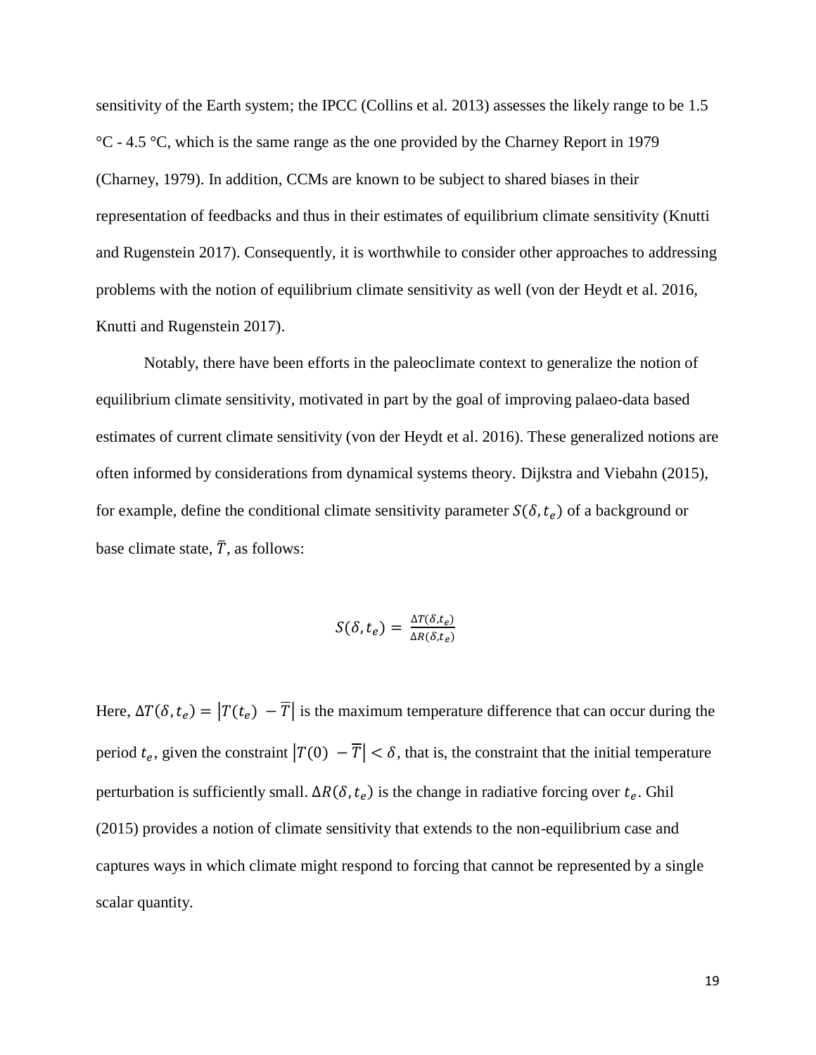sensitivity of the Earth system; the IPCC (Collins et al. 2013) assesses the likely range to be 1.5 °C - 4.5 °C, which is the same range as the one provided by the Charney Report in 1979 (Charney, 1979). In addition, CCMs are known to be subject to shared biases in their representation of feedbacks and thus in their estimates of equilibrium climate sensitivity (Knutti and Rugenstein 2017). Consequently, it is worthwhile to consider other approaches to addressing problems with the notion of equilibrium climate sensitivity as well (von der Heydt et al. 2016, Knutti and Rugenstein 2017).

Notably, there have been efforts in the paleoclimate context to generalize the notion of equilibrium climate sensitivity, motivated in part by the goal of improving palaeo-data based estimates of current climate sensitivity (von der Heydt et al. 2016). These generalized notions are often informed by considerations from dynamical systems theory. Dijkstra and Viebahn (2015), for example, define the conditional climate sensitivity parameter $S(\delta, t_e)$ of a background or base climate state, $\overline{T}$, as follows:

$$S(\delta, t_e) = \frac{\Delta T(\delta, t_e)}{\Delta R(\delta, t_e)}$$

Here, $\Delta T(\delta, t_e) = \left|T(t_e) - \overline{T}\right|$ is the maximum temperature difference that can occur during the period $t_e$, given the constraint $\left|T(0) - \overline{T}\right| < \delta$, that is, the constraint that the initial temperature perturbation is sufficiently small. $\Delta R(\delta, t_e)$ is the change in radiative forcing over $t_e$. Ghil (2015) provides a notion of climate sensitivity that extends to the non-equilibrium case and captures ways in which climate might respond to forcing that cannot be represented by a single scalar quantity.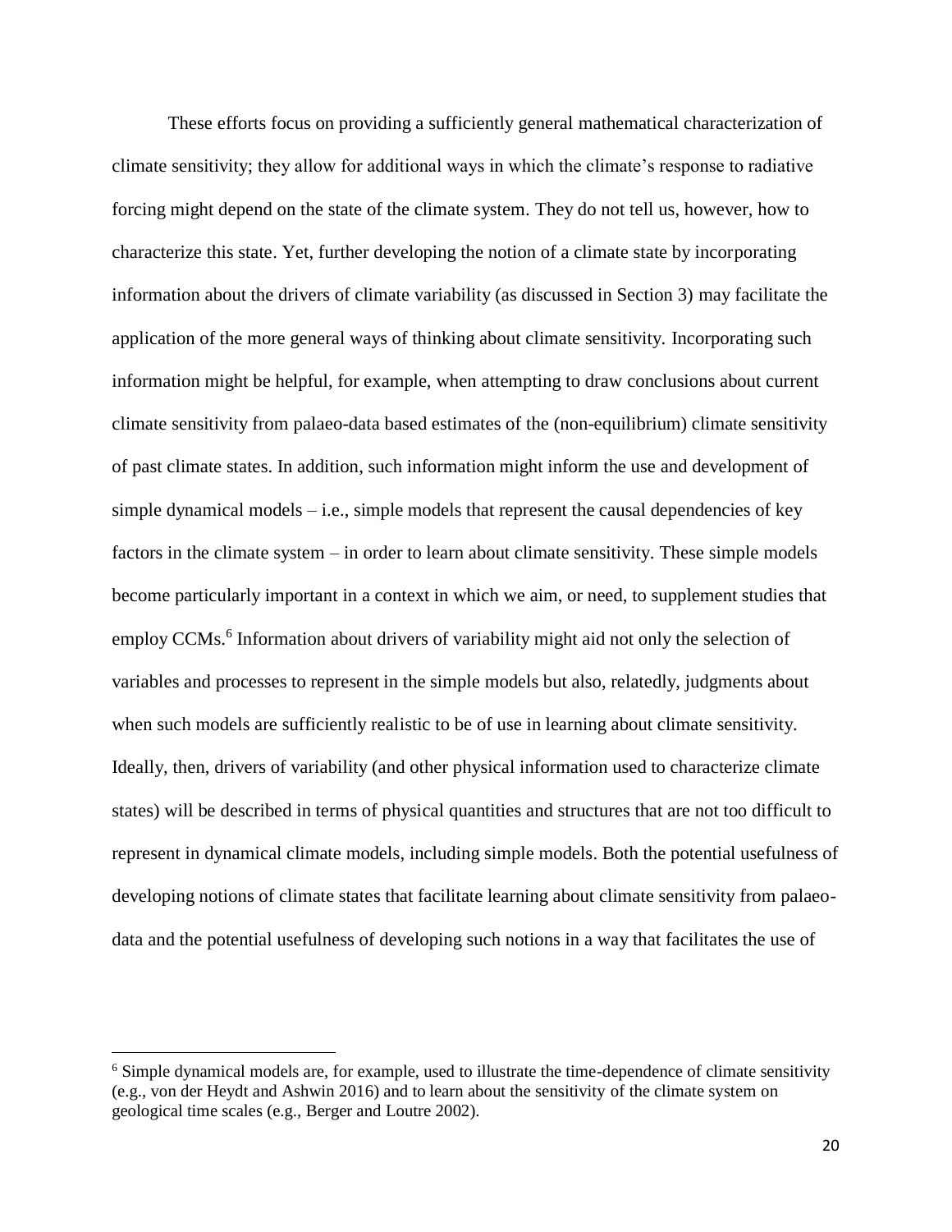These efforts focus on providing a sufficiently general mathematical characterization of climate sensitivity; they allow for additional ways in which the climate's response to radiative forcing might depend on the state of the climate system. They do not tell us, however, how to characterize this state. Yet, further developing the notion of a climate state by incorporating information about the drivers of climate variability (as discussed in Section 3) may facilitate the application of the more general ways of thinking about climate sensitivity. Incorporating such information might be helpful, for example, when attempting to draw conclusions about current climate sensitivity from palaeo-data based estimates of the (non-equilibrium) climate sensitivity of past climate states. In addition, such information might inform the use and development of simple dynamical models – i.e., simple models that represent the causal dependencies of key factors in the climate system – in order to learn about climate sensitivity. These simple models become particularly important in a context in which we aim, or need, to supplement studies that employ CCMs.[6] Information about drivers of variability might aid not only the selection of variables and processes to represent in the simple models but also, relatedly, judgments about when such models are sufficiently realistic to be of use in learning about climate sensitivity. Ideally, then, drivers of variability (and other physical information used to characterize climate states) will be described in terms of physical quantities and structures that are not too difficult to represent in dynamical climate models, including simple models. Both the potential usefulness of developing notions of climate states that facilitate learning about climate sensitivity from palaeo-data and the potential usefulness of developing such notions in a way that facilitates the use of

[6] Simple dynamical models are, for example, used to illustrate the time-dependence of climate sensitivity (e.g., von der Heydt and Ashwin 2016) and to learn about the sensitivity of the climate system on geological time scales (e.g., Berger and Loutre 2002).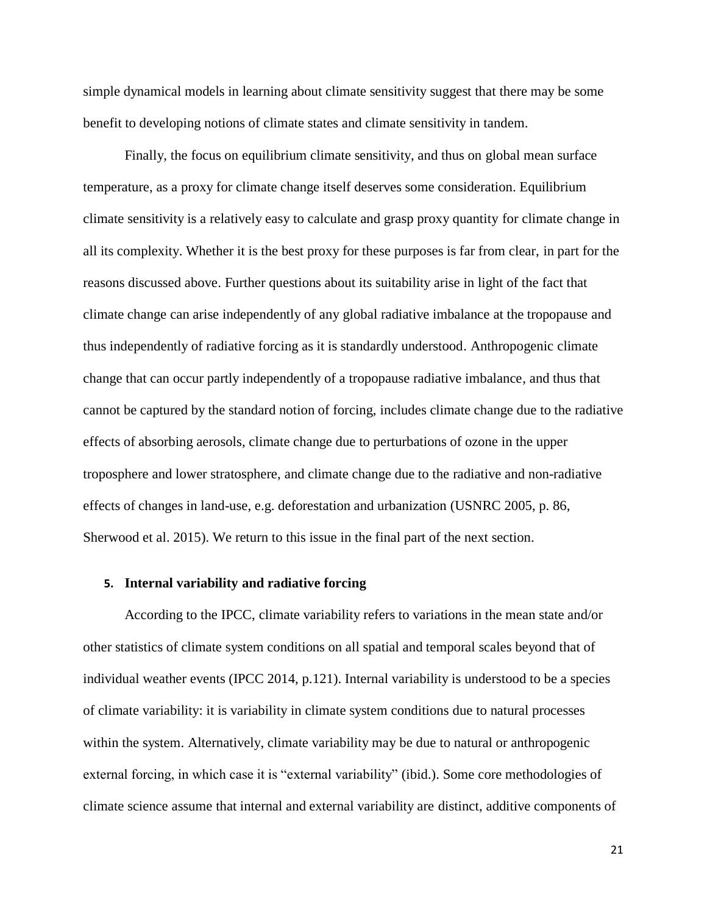simple dynamical models in learning about climate sensitivity suggest that there may be some benefit to developing notions of climate states and climate sensitivity in tandem.

Finally, the focus on equilibrium climate sensitivity, and thus on global mean surface temperature, as a proxy for climate change itself deserves some consideration. Equilibrium climate sensitivity is a relatively easy to calculate and grasp proxy quantity for climate change in all its complexity. Whether it is the best proxy for these purposes is far from clear, in part for the reasons discussed above. Further questions about its suitability arise in light of the fact that climate change can arise independently of any global radiative imbalance at the tropopause and thus independently of radiative forcing as it is standardly understood. Anthropogenic climate change that can occur partly independently of a tropopause radiative imbalance, and thus that cannot be captured by the standard notion of forcing, includes climate change due to the radiative effects of absorbing aerosols, climate change due to perturbations of ozone in the upper troposphere and lower stratosphere, and climate change due to the radiative and non-radiative effects of changes in land-use, e.g. deforestation and urbanization (USNRC 2005, p. 86, Sherwood et al. 2015). We return to this issue in the final part of the next section.

## 5. Internal variability and radiative forcing

According to the IPCC, climate variability refers to variations in the mean state and/or other statistics of climate system conditions on all spatial and temporal scales beyond that of individual weather events (IPCC 2014, p.121). Internal variability is understood to be a species of climate variability: it is variability in climate system conditions due to natural processes within the system. Alternatively, climate variability may be due to natural or anthropogenic external forcing, in which case it is "external variability" (ibid.). Some core methodologies of climate science assume that internal and external variability are distinct, additive components of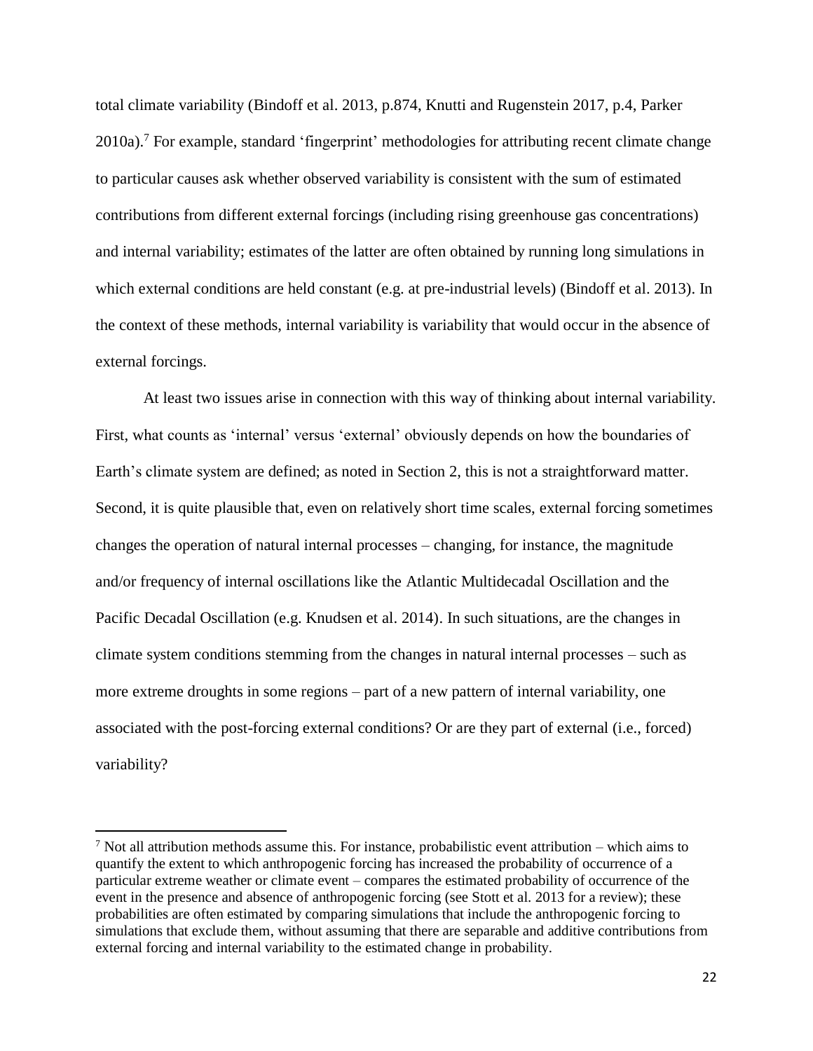total climate variability (Bindoff et al. 2013, p.874, Knutti and Rugenstein 2017, p.4, Parker 2010a).[7] For example, standard 'fingerprint' methodologies for attributing recent climate change to particular causes ask whether observed variability is consistent with the sum of estimated contributions from different external forcings (including rising greenhouse gas concentrations) and internal variability; estimates of the latter are often obtained by running long simulations in which external conditions are held constant (e.g. at pre-industrial levels) (Bindoff et al. 2013). In the context of these methods, internal variability is variability that would occur in the absence of external forcings.

At least two issues arise in connection with this way of thinking about internal variability. First, what counts as 'internal' versus 'external' obviously depends on how the boundaries of Earth's climate system are defined; as noted in Section 2, this is not a straightforward matter. Second, it is quite plausible that, even on relatively short time scales, external forcing sometimes changes the operation of natural internal processes – changing, for instance, the magnitude and/or frequency of internal oscillations like the Atlantic Multidecadal Oscillation and the Pacific Decadal Oscillation (e.g. Knudsen et al. 2014). In such situations, are the changes in climate system conditions stemming from the changes in natural internal processes – such as more extreme droughts in some regions – part of a new pattern of internal variability, one associated with the post-forcing external conditions? Or are they part of external (i.e., forced) variability?

---

[7] Not all attribution methods assume this. For instance, probabilistic event attribution – which aims to quantify the extent to which anthropogenic forcing has increased the probability of occurrence of a particular extreme weather or climate event – compares the estimated probability of occurrence of the event in the presence and absence of anthropogenic forcing (see Stott et al. 2013 for a review); these probabilities are often estimated by comparing simulations that include the anthropogenic forcing to simulations that exclude them, without assuming that there are separable and additive contributions from external forcing and internal variability to the estimated change in probability.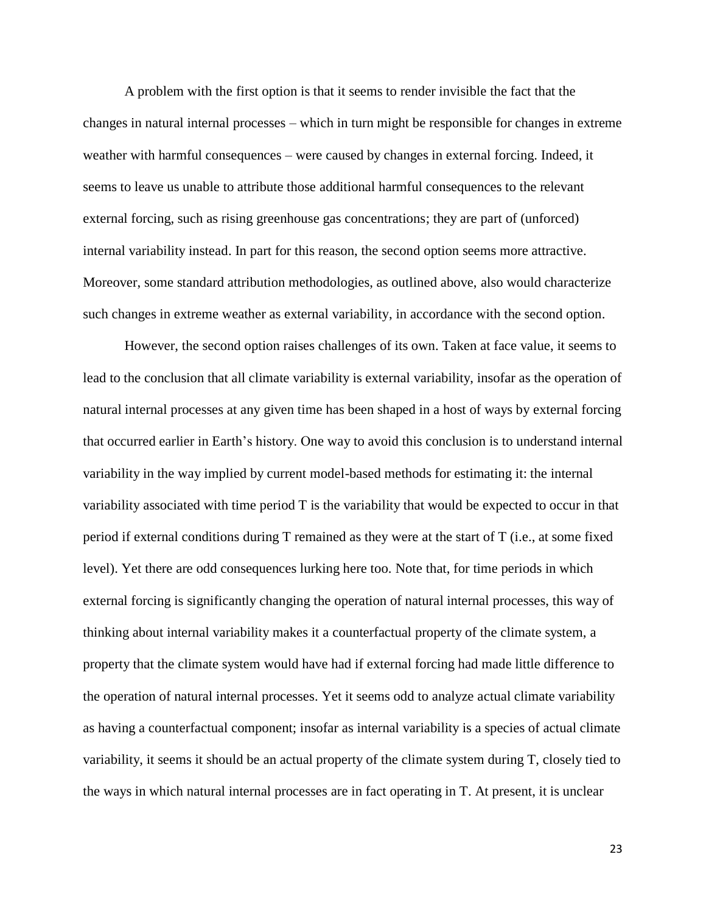A problem with the first option is that it seems to render invisible the fact that the changes in natural internal processes – which in turn might be responsible for changes in extreme weather with harmful consequences – were caused by changes in external forcing. Indeed, it seems to leave us unable to attribute those additional harmful consequences to the relevant external forcing, such as rising greenhouse gas concentrations; they are part of (unforced) internal variability instead. In part for this reason, the second option seems more attractive. Moreover, some standard attribution methodologies, as outlined above, also would characterize such changes in extreme weather as external variability, in accordance with the second option.

However, the second option raises challenges of its own. Taken at face value, it seems to lead to the conclusion that all climate variability is external variability, insofar as the operation of natural internal processes at any given time has been shaped in a host of ways by external forcing that occurred earlier in Earth's history. One way to avoid this conclusion is to understand internal variability in the way implied by current model-based methods for estimating it: the internal variability associated with time period T is the variability that would be expected to occur in that period if external conditions during T remained as they were at the start of T (i.e., at some fixed level). Yet there are odd consequences lurking here too. Note that, for time periods in which external forcing is significantly changing the operation of natural internal processes, this way of thinking about internal variability makes it a counterfactual property of the climate system, a property that the climate system would have had if external forcing had made little difference to the operation of natural internal processes. Yet it seems odd to analyze actual climate variability as having a counterfactual component; insofar as internal variability is a species of actual climate variability, it seems it should be an actual property of the climate system during T, closely tied to the ways in which natural internal processes are in fact operating in T. At present, it is unclear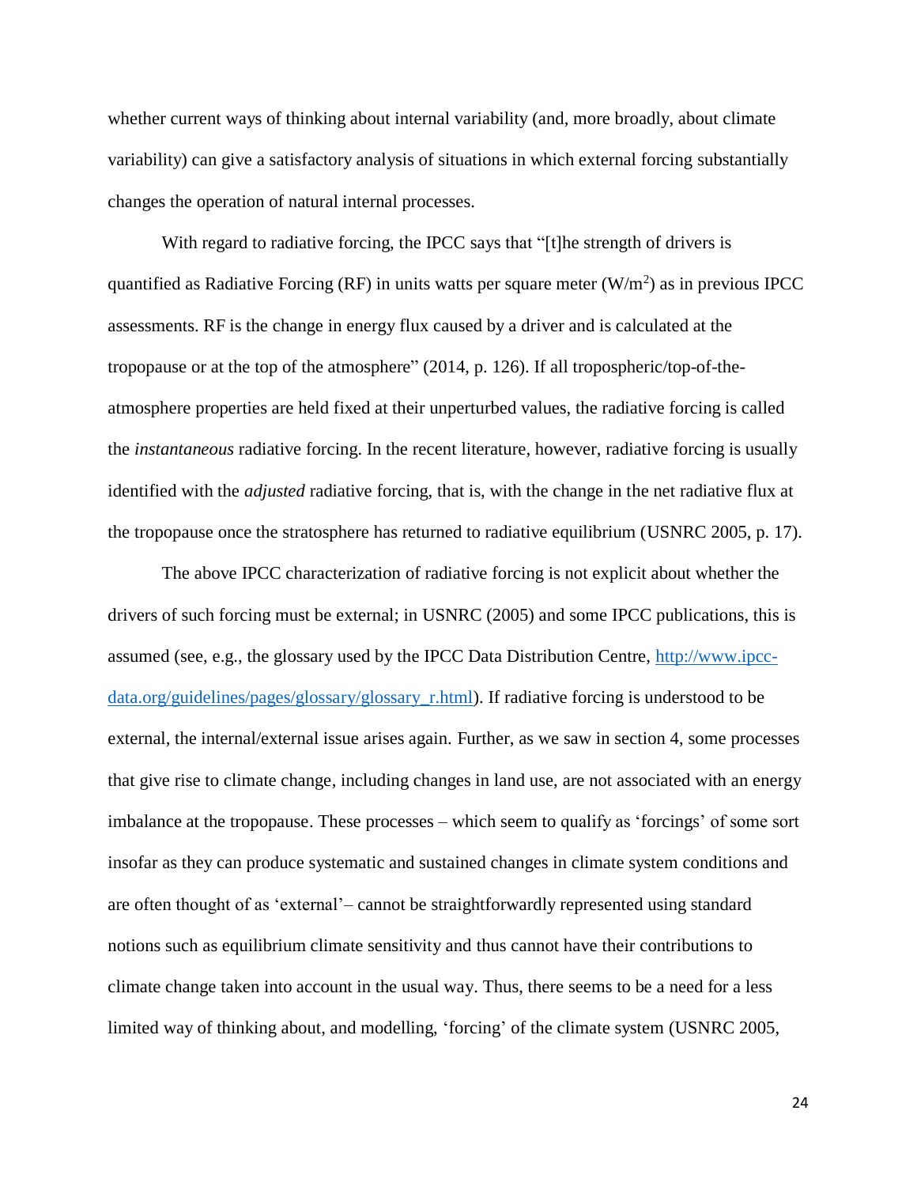whether current ways of thinking about internal variability (and, more broadly, about climate variability) can give a satisfactory analysis of situations in which external forcing substantially changes the operation of natural internal processes.

With regard to radiative forcing, the IPCC says that "[t]he strength of drivers is quantified as Radiative Forcing (RF) in units watts per square meter ($W/m^2$) as in previous IPCC assessments. RF is the change in energy flux caused by a driver and is calculated at the tropopause or at the top of the atmosphere" (2014, p. 126). If all tropospheric/top-of-the-atmosphere properties are held fixed at their unperturbed values, the radiative forcing is called the *instantaneous* radiative forcing. In the recent literature, however, radiative forcing is usually identified with the *adjusted* radiative forcing, that is, with the change in the net radiative flux at the tropopause once the stratosphere has returned to radiative equilibrium (USNRC 2005, p. 17).

The above IPCC characterization of radiative forcing is not explicit about whether the drivers of such forcing must be external; in USNRC (2005) and some IPCC publications, this is assumed (see, e.g., the glossary used by the IPCC Data Distribution Centre, [http://www.ipcc-data.org/guidelines/pages/glossary/glossary_r.html](http://www.ipcc-data.org/guidelines/pages/glossary/glossary_r.html)). If radiative forcing is understood to be external, the internal/external issue arises again. Further, as we saw in section 4, some processes that give rise to climate change, including changes in land use, are not associated with an energy imbalance at the tropopause. These processes – which seem to qualify as 'forcings' of some sort insofar as they can produce systematic and sustained changes in climate system conditions and are often thought of as 'external'– cannot be straightforwardly represented using standard notions such as equilibrium climate sensitivity and thus cannot have their contributions to climate change taken into account in the usual way. Thus, there seems to be a need for a less limited way of thinking about, and modelling, 'forcing' of the climate system (USNRC 2005,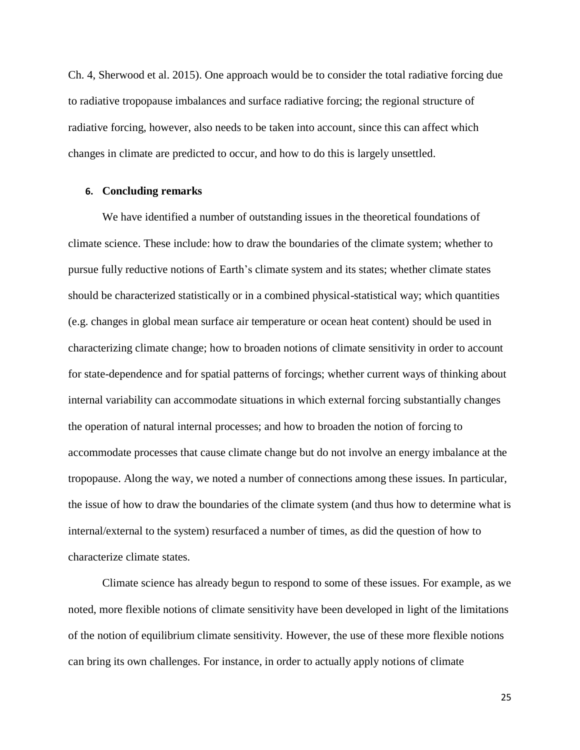Ch. 4, Sherwood et al. 2015). One approach would be to consider the total radiative forcing due to radiative tropopause imbalances and surface radiative forcing; the regional structure of radiative forcing, however, also needs to be taken into account, since this can affect which changes in climate are predicted to occur, and how to do this is largely unsettled.

## 6. Concluding remarks

We have identified a number of outstanding issues in the theoretical foundations of climate science. These include: how to draw the boundaries of the climate system; whether to pursue fully reductive notions of Earth's climate system and its states; whether climate states should be characterized statistically or in a combined physical-statistical way; which quantities (e.g. changes in global mean surface air temperature or ocean heat content) should be used in characterizing climate change; how to broaden notions of climate sensitivity in order to account for state-dependence and for spatial patterns of forcings; whether current ways of thinking about internal variability can accommodate situations in which external forcing substantially changes the operation of natural internal processes; and how to broaden the notion of forcing to accommodate processes that cause climate change but do not involve an energy imbalance at the tropopause. Along the way, we noted a number of connections among these issues. In particular, the issue of how to draw the boundaries of the climate system (and thus how to determine what is internal/external to the system) resurfaced a number of times, as did the question of how to characterize climate states.

Climate science has already begun to respond to some of these issues. For example, as we noted, more flexible notions of climate sensitivity have been developed in light of the limitations of the notion of equilibrium climate sensitivity. However, the use of these more flexible notions can bring its own challenges. For instance, in order to actually apply notions of climate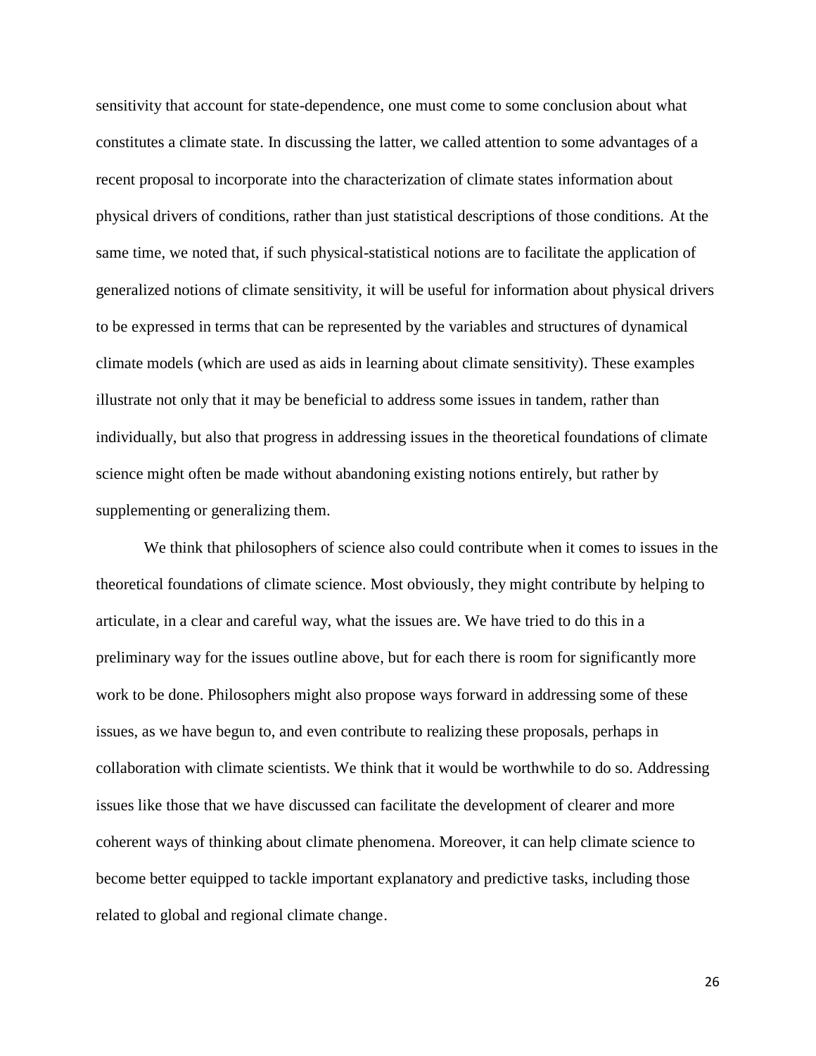sensitivity that account for state-dependence, one must come to some conclusion about what constitutes a climate state. In discussing the latter, we called attention to some advantages of a recent proposal to incorporate into the characterization of climate states information about physical drivers of conditions, rather than just statistical descriptions of those conditions. At the same time, we noted that, if such physical-statistical notions are to facilitate the application of generalized notions of climate sensitivity, it will be useful for information about physical drivers to be expressed in terms that can be represented by the variables and structures of dynamical climate models (which are used as aids in learning about climate sensitivity). These examples illustrate not only that it may be beneficial to address some issues in tandem, rather than individually, but also that progress in addressing issues in the theoretical foundations of climate science might often be made without abandoning existing notions entirely, but rather by supplementing or generalizing them.

We think that philosophers of science also could contribute when it comes to issues in the theoretical foundations of climate science. Most obviously, they might contribute by helping to articulate, in a clear and careful way, what the issues are. We have tried to do this in a preliminary way for the issues outline above, but for each there is room for significantly more work to be done. Philosophers might also propose ways forward in addressing some of these issues, as we have begun to, and even contribute to realizing these proposals, perhaps in collaboration with climate scientists. We think that it would be worthwhile to do so. Addressing issues like those that we have discussed can facilitate the development of clearer and more coherent ways of thinking about climate phenomena. Moreover, it can help climate science to become better equipped to tackle important explanatory and predictive tasks, including those related to global and regional climate change.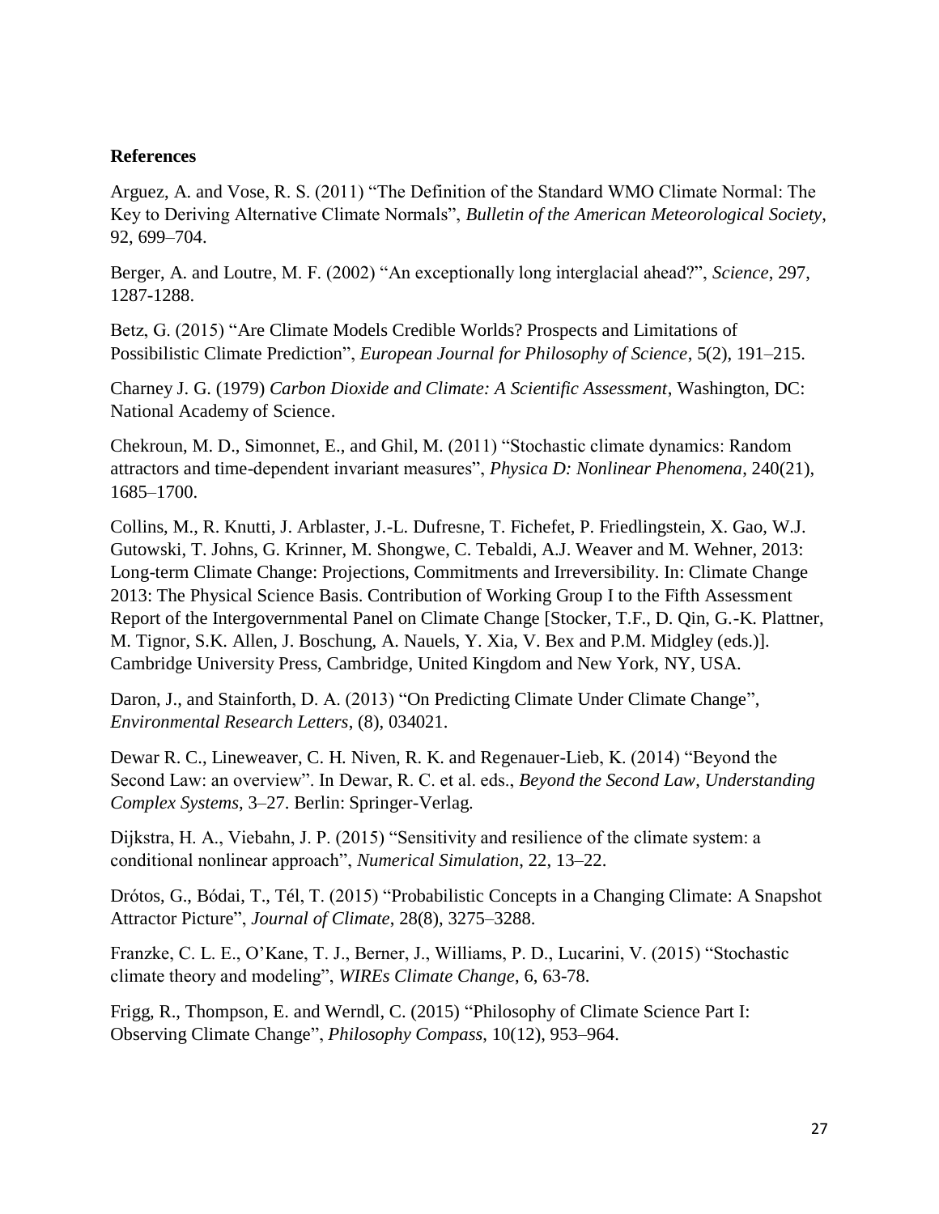**References**

Arguez, A. and Vose, R. S. (2011) "The Definition of the Standard WMO Climate Normal: The Key to Deriving Alternative Climate Normals", *Bulletin of the American Meteorological Society*, 92, 699–704.

Berger, A. and Loutre, M. F. (2002) "An exceptionally long interglacial ahead?", *Science*, 297, 1287-1288.

Betz, G. (2015) "Are Climate Models Credible Worlds? Prospects and Limitations of Possibilistic Climate Prediction", *European Journal for Philosophy of Science*, 5(2), 191–215.

Charney J. G. (1979) *Carbon Dioxide and Climate: A Scientific Assessment*, Washington, DC: National Academy of Science.

Chekroun, M. D., Simonnet, E., and Ghil, M. (2011) "Stochastic climate dynamics: Random attractors and time-dependent invariant measures", *Physica D: Nonlinear Phenomena*, 240(21), 1685–1700.

Collins, M., R. Knutti, J. Arblaster, J.-L. Dufresne, T. Fichefet, P. Friedlingstein, X. Gao, W.J. Gutowski, T. Johns, G. Krinner, M. Shongwe, C. Tebaldi, A.J. Weaver and M. Wehner, 2013: Long-term Climate Change: Projections, Commitments and Irreversibility. In: Climate Change 2013: The Physical Science Basis. Contribution of Working Group I to the Fifth Assessment Report of the Intergovernmental Panel on Climate Change [Stocker, T.F., D. Qin, G.-K. Plattner, M. Tignor, S.K. Allen, J. Boschung, A. Nauels, Y. Xia, V. Bex and P.M. Midgley (eds.)]. Cambridge University Press, Cambridge, United Kingdom and New York, NY, USA.

Daron, J., and Stainforth, D. A. (2013) "On Predicting Climate Under Climate Change", *Environmental Research Letters*, (8), 034021.

Dewar R. C., Lineweaver, C. H. Niven, R. K. and Regenauer-Lieb, K. (2014) "Beyond the Second Law: an overview". In Dewar, R. C. et al. eds., *Beyond the Second Law*, *Understanding Complex Systems*, 3–27. Berlin: Springer-Verlag.

Dijkstra, H. A., Viebahn, J. P. (2015) "Sensitivity and resilience of the climate system: a conditional nonlinear approach", *Numerical Simulation*, 22, 13–22.

Drótos, G., Bódai, T., Tél, T. (2015) "Probabilistic Concepts in a Changing Climate: A Snapshot Attractor Picture", *Journal of Climate*, 28(8), 3275–3288.

Franzke, C. L. E., O'Kane, T. J., Berner, J., Williams, P. D., Lucarini, V. (2015) "Stochastic climate theory and modeling", *WIREs Climate Change*, 6, 63-78.

Frigg, R., Thompson, E. and Werndl, C. (2015) "Philosophy of Climate Science Part I: Observing Climate Change", *Philosophy Compass*, 10(12), 953–964.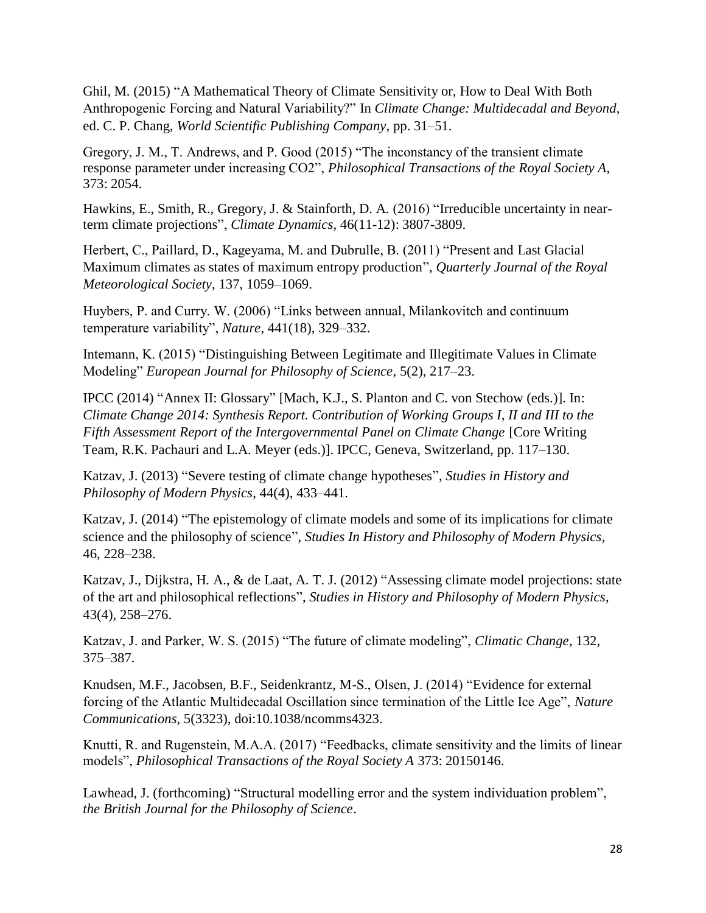Ghil, M. (2015) "A Mathematical Theory of Climate Sensitivity or, How to Deal With Both Anthropogenic Forcing and Natural Variability?" In *Climate Change: Multidecadal and Beyond*, ed. C. P. Chang, *World Scientific Publishing Company*, pp. 31–51.

Gregory, J. M., T. Andrews, and P. Good (2015) "The inconstancy of the transient climate response parameter under increasing CO2", *Philosophical Transactions of the Royal Society A*, 373: 2054.

Hawkins, E., Smith, R., Gregory, J. & Stainforth, D. A. (2016) "Irreducible uncertainty in near-term climate projections", *Climate Dynamics*, 46(11-12): 3807-3809.

Herbert, C., Paillard, D., Kageyama, M. and Dubrulle, B. (2011) "Present and Last Glacial Maximum climates as states of maximum entropy production", *Quarterly Journal of the Royal Meteorological Society*, 137, 1059–1069.

Huybers, P. and Curry. W. (2006) "Links between annual, Milankovitch and continuum temperature variability", *Nature*, 441(18), 329–332.

Intemann, K. (2015) "Distinguishing Between Legitimate and Illegitimate Values in Climate Modeling" *European Journal for Philosophy of Science*, 5(2), 217–23.

IPCC (2014) "Annex II: Glossary" [Mach, K.J., S. Planton and C. von Stechow (eds.)]. In: *Climate Change 2014: Synthesis Report. Contribution of Working Groups I, II and III to the Fifth Assessment Report of the Intergovernmental Panel on Climate Change* [Core Writing Team, R.K. Pachauri and L.A. Meyer (eds.)]. IPCC, Geneva, Switzerland, pp. 117–130.

Katzav, J. (2013) "Severe testing of climate change hypotheses", *Studies in History and Philosophy of Modern Physics*, 44(4), 433–441.

Katzav, J. (2014) "The epistemology of climate models and some of its implications for climate science and the philosophy of science", *Studies In History and Philosophy of Modern Physics*, 46, 228–238.

Katzav, J., Dijkstra, H. A., & de Laat, A. T. J. (2012) "Assessing climate model projections: state of the art and philosophical reflections", *Studies in History and Philosophy of Modern Physics*, 43(4), 258–276.

Katzav, J. and Parker, W. S. (2015) "The future of climate modeling", *Climatic Change*, 132, 375–387.

Knudsen, M.F., Jacobsen, B.F., Seidenkrantz, M-S., Olsen, J. (2014) "Evidence for external forcing of the Atlantic Multidecadal Oscillation since termination of the Little Ice Age", *Nature Communications*, 5(3323), doi:10.1038/ncomms4323.

Knutti, R. and Rugenstein, M.A.A. (2017) "Feedbacks, climate sensitivity and the limits of linear models", *Philosophical Transactions of the Royal Society A* 373: 20150146.

Lawhead, J. (forthcoming) "Structural modelling error and the system individuation problem", *the British Journal for the Philosophy of Science*.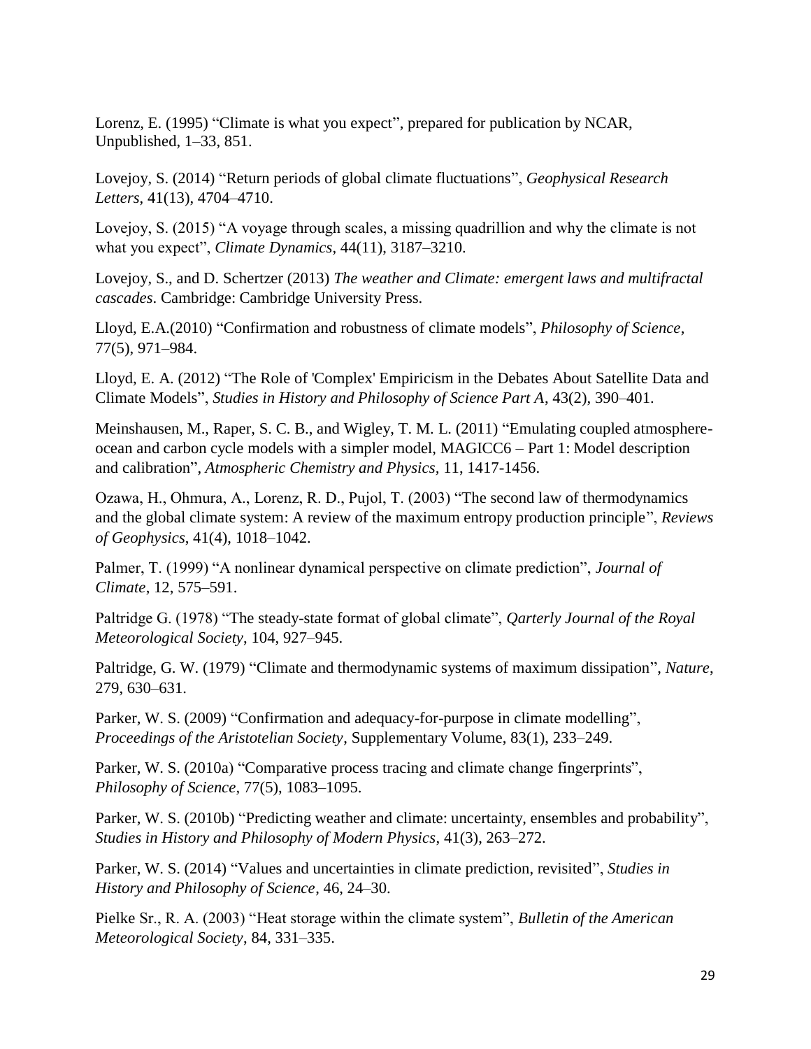Lorenz, E. (1995) “Climate is what you expect”, prepared for publication by NCAR, Unpublished, 1–33, 851.

Lovejoy, S. (2014) “Return periods of global climate fluctuations”, *Geophysical Research Letters*, 41(13), 4704–4710.

Lovejoy, S. (2015) “A voyage through scales, a missing quadrillion and why the climate is not what you expect”, *Climate Dynamics*, 44(11), 3187–3210.

Lovejoy, S., and D. Schertzer (2013) *The weather and Climate: emergent laws and multifractal cascades*. Cambridge: Cambridge University Press.

Lloyd, E.A.(2010) “Confirmation and robustness of climate models”, *Philosophy of Science*, 77(5), 971–984.

Lloyd, E. A. (2012) “The Role of 'Complex' Empiricism in the Debates About Satellite Data and Climate Models”, *Studies in History and Philosophy of Science Part A*, 43(2), 390–401.

Meinshausen, M., Raper, S. C. B., and Wigley, T. M. L. (2011) “Emulating coupled atmosphere-ocean and carbon cycle models with a simpler model, MAGICC6 – Part 1: Model description and calibration”, *Atmospheric Chemistry and Physics,* 11, 1417-1456.

Ozawa, H., Ohmura, A., Lorenz, R. D., Pujol, T. (2003) “The second law of thermodynamics and the global climate system: A review of the maximum entropy production principle”, *Reviews of Geophysics*, 41(4), 1018–1042.

Palmer, T. (1999) “A nonlinear dynamical perspective on climate prediction”, *Journal of Climate*, 12, 575–591.

Paltridge G. (1978) “The steady-state format of global climate”, *Qarterly Journal of the Royal Meteorological Society*, 104, 927–945.

Paltridge, G. W. (1979) “Climate and thermodynamic systems of maximum dissipation”, *Nature*, 279, 630–631.

Parker, W. S. (2009) “Confirmation and adequacy-for-purpose in climate modelling”, *Proceedings of the Aristotelian Society*, Supplementary Volume, 83(1), 233–249.

Parker, W. S. (2010a) “Comparative process tracing and climate change fingerprints”, *Philosophy of Science*, 77(5), 1083–1095.

Parker, W. S. (2010b) “Predicting weather and climate: uncertainty, ensembles and probability”, *Studies in History and Philosophy of Modern Physics*, 41(3), 263–272.

Parker, W. S. (2014) “Values and uncertainties in climate prediction, revisited”, *Studies in History and Philosophy of Science*, 46, 24–30.

Pielke Sr., R. A. (2003) “Heat storage within the climate system”, *Bulletin of the American Meteorological Society*, 84, 331–335.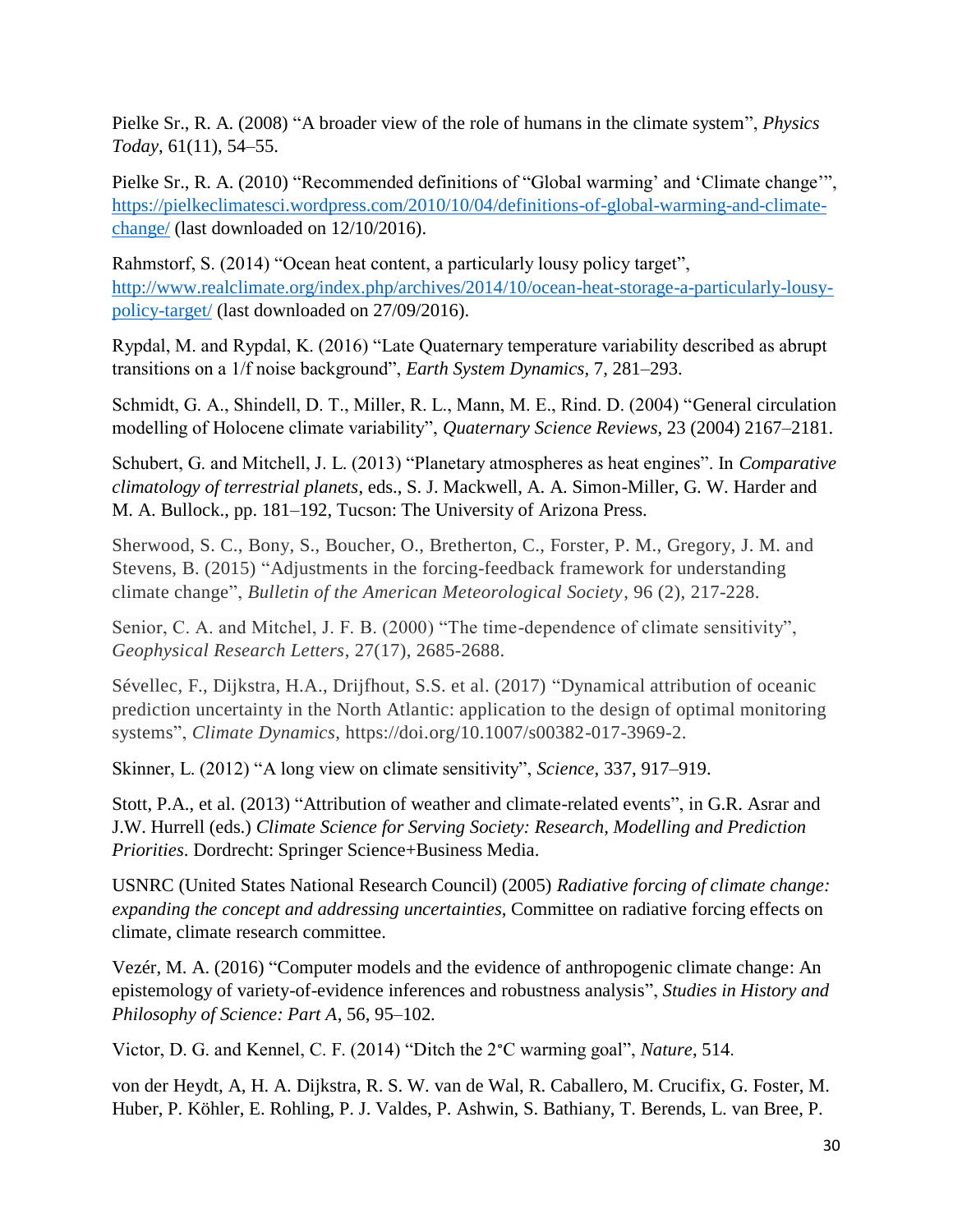Pielke Sr., R. A. (2008) "A broader view of the role of humans in the climate system", *Physics Today*, 61(11), 54–55.

Pielke Sr., R. A. (2010) "Recommended definitions of "Global warming' and 'Climate change'", [https://pielkeclimatesci.wordpress.com/2010/10/04/definitions-of-global-warming-and-climate-change/](https://pielkeclimatesci.wordpress.com/2010/10/04/definitions-of-global-warming-and-climate-change/) (last downloaded on 12/10/2016).

Rahmstorf, S. (2014) "Ocean heat content, a particularly lousy policy target", [http://www.realclimate.org/index.php/archives/2014/10/ocean-heat-storage-a-particularly-lousy-policy-target/](http://www.realclimate.org/index.php/archives/2014/10/ocean-heat-storage-a-particularly-lousy-policy-target/) (last downloaded on 27/09/2016).

Rypdal, M. and Rypdal, K. (2016) "Late Quaternary temperature variability described as abrupt transitions on a 1/f noise background", *Earth System Dynamics*, 7, 281–293.

Schmidt, G. A., Shindell, D. T., Miller, R. L., Mann, M. E., Rind. D. (2004) "General circulation modelling of Holocene climate variability", *Quaternary Science Reviews*, 23 (2004) 2167–2181.

Schubert, G. and Mitchell, J. L. (2013) "Planetary atmospheres as heat engines". In *Comparative climatology of terrestrial planets*, eds., S. J. Mackwell, A. A. Simon-Miller, G. W. Harder and M. A. Bullock., pp. 181–192, Tucson: The University of Arizona Press.

Sherwood, S. C., Bony, S., Boucher, O., Bretherton, C., Forster, P. M., Gregory, J. M. and Stevens, B. (2015) "Adjustments in the forcing-feedback framework for understanding climate change", *Bulletin of the American Meteorological Society*, 96 (2), 217-228.

Senior, C. A. and Mitchel, J. F. B. (2000) "The time-dependence of climate sensitivity", *Geophysical Research Letters*, 27(17), 2685-2688.

Sévellec, F., Dijkstra, H.A., Drijfhout, S.S. et al. (2017) "Dynamical attribution of oceanic prediction uncertainty in the North Atlantic: application to the design of optimal monitoring systems", *Climate Dynamics*, https://doi.org/10.1007/s00382-017-3969-2.

Skinner, L. (2012) "A long view on climate sensitivity", *Science*, 337, 917–919.

Stott, P.A., et al. (2013) "Attribution of weather and climate-related events", in G.R. Asrar and J.W. Hurrell (eds.) *Climate Science for Serving Society: Research, Modelling and Prediction Priorities*. Dordrecht: Springer Science+Business Media.

USNRC (United States National Research Council) (2005) *Radiative forcing of climate change: expanding the concept and addressing uncertainties*, Committee on radiative forcing effects on climate, climate research committee.

Vezér, M. A. (2016) "Computer models and the evidence of anthropogenic climate change: An epistemology of variety-of-evidence inferences and robustness analysis", *Studies in History and Philosophy of Science: Part A*, 56, 95–102.

Victor, D. G. and Kennel, C. F. (2014) "Ditch the 2°C warming goal", *Nature*, 514.

von der Heydt, A, H. A. Dijkstra, R. S. W. van de Wal, R. Caballero, M. Crucifix, G. Foster, M. Huber, P. Köhler, E. Rohling, P. J. Valdes, P. Ashwin, S. Bathiany, T. Berends, L. van Bree, P.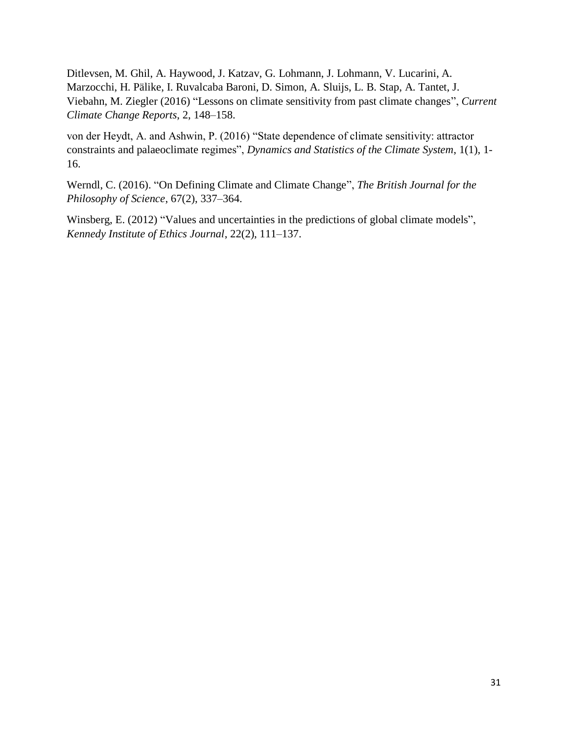Ditlevsen, M. Ghil, A. Haywood, J. Katzav, G. Lohmann, J. Lohmann, V. Lucarini, A. Marzocchi, H. Pälike, I. Ruvalcaba Baroni, D. Simon, A. Sluijs, L. B. Stap, A. Tantet, J. Viebahn, M. Ziegler (2016) "Lessons on climate sensitivity from past climate changes", *Current Climate Change Reports*, 2, 148–158.

von der Heydt, A. and Ashwin, P. (2016) "State dependence of climate sensitivity: attractor constraints and palaeoclimate regimes", *Dynamics and Statistics of the Climate System*, 1(1), 1-16.

Werndl, C. (2016). "On Defining Climate and Climate Change", *The British Journal for the Philosophy of Science*, 67(2), 337–364.

Winsberg, E. (2012) "Values and uncertainties in the predictions of global climate models", *Kennedy Institute of Ethics Journal*, 22(2), 111–137.